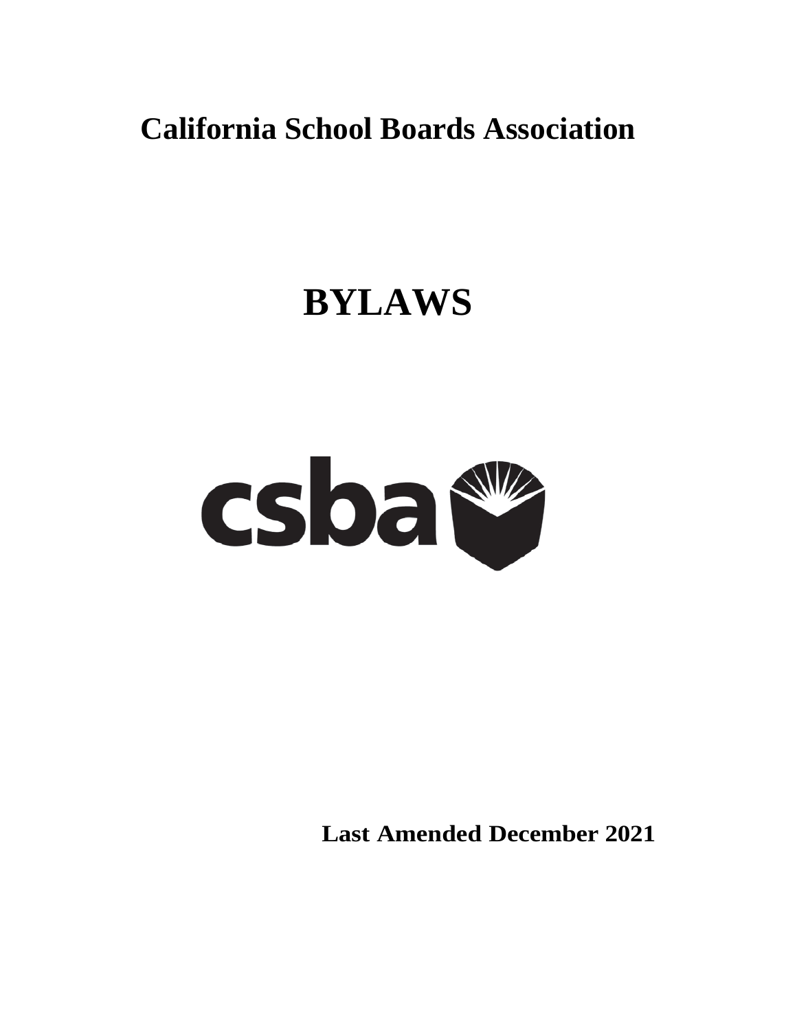# California School Boards Association

# BYLAWS

csba

**Last Amended December 2021**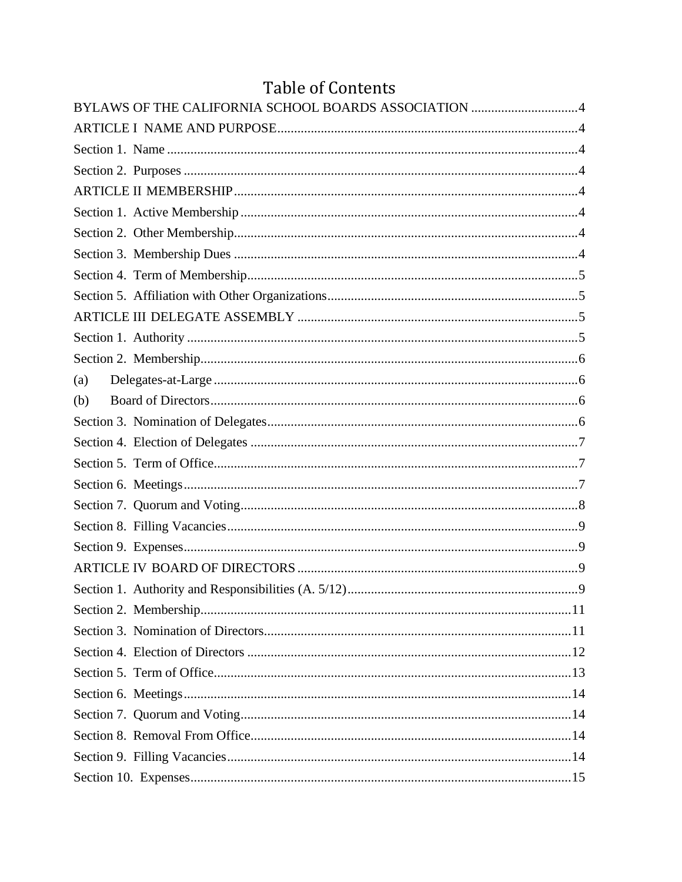# Table of Contents

BYLAWS OF THE CALIFORNIA SCHOOL BOARDS ASSOCIATION .....4

ARTICLE I NAME AND PURPOSE.....4

Section 1. Name .....4

Section 2. Purposes .....4

ARTICLE II MEMBERSHIP.....4

Section 1. Active Membership .....4

Section 2. Other Membership.....4

Section 3. Membership Dues .....4

Section 4. Term of Membership.....5

Section 5. Affiliation with Other Organizations.....5

ARTICLE III DELEGATE ASSEMBLY .....5

Section 1. Authority .....5

Section 2. Membership.....6

(a) Delegates-at-Large .....6

(b) Board of Directors.....6

Section 3. Nomination of Delegates.....6

Section 4. Election of Delegates .....7

Section 5. Term of Office.....7

Section 6. Meetings.....7

Section 7. Quorum and Voting.....8

Section 8. Filling Vacancies.....9

Section 9. Expenses.....9

ARTICLE IV BOARD OF DIRECTORS .....9

Section 1. Authority and Responsibilities (A. 5/12).....9

Section 2. Membership.....11

Section 3. Nomination of Directors.....11

Section 4. Election of Directors .....12

Section 5. Term of Office.....13

Section 6. Meetings.....14

Section 7. Quorum and Voting.....14

Section 8. Removal From Office.....14

Section 9. Filling Vacancies.....14

Section 10. Expenses.....15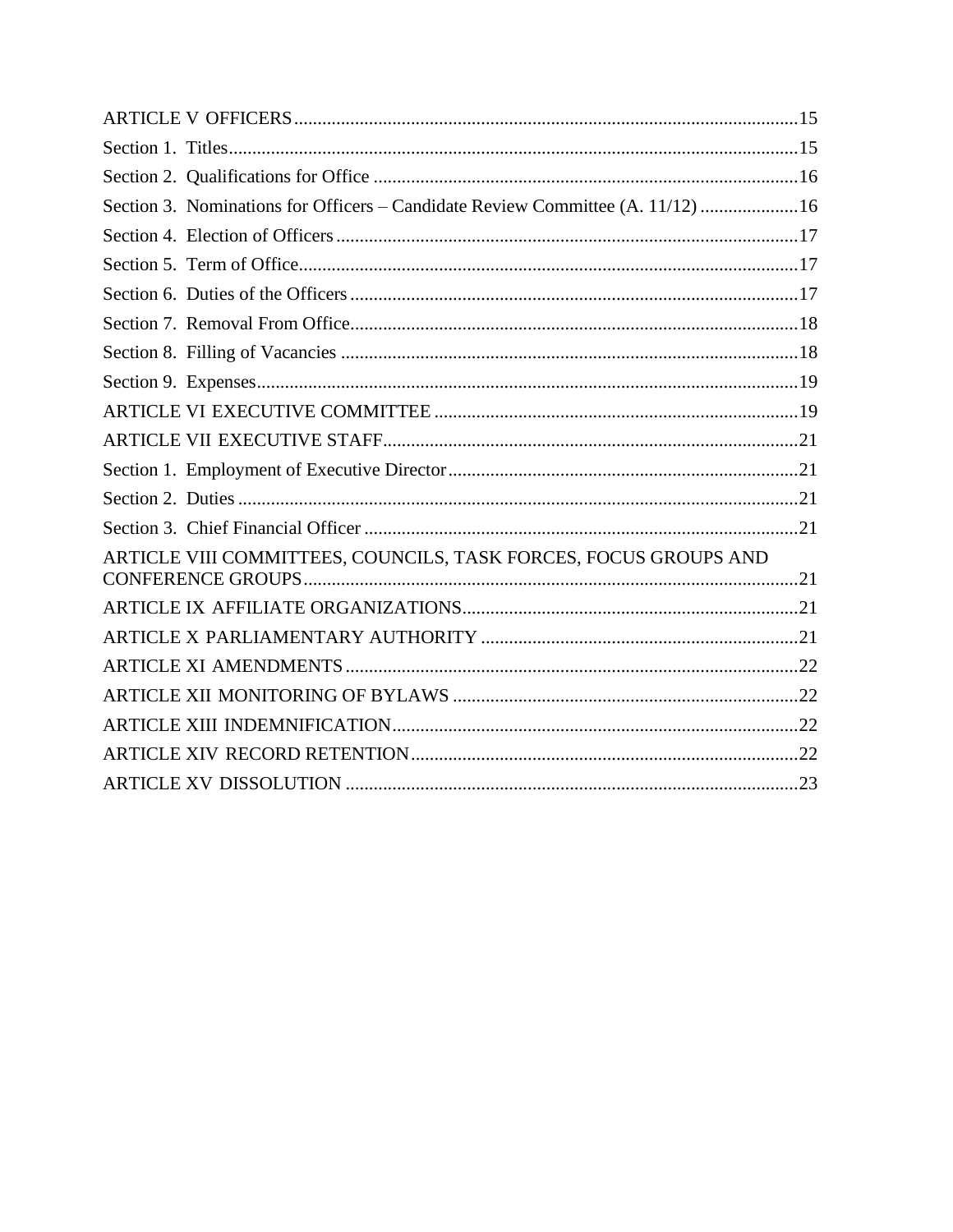ARTICLE V OFFICERS ..... 15

Section 1. Titles ..... 15

Section 2. Qualifications for Office ..... 16

Section 3. Nominations for Officers – Candidate Review Committee (A. 11/12) ..... 16

Section 4. Election of Officers ..... 17

Section 5. Term of Office ..... 17

Section 6. Duties of the Officers ..... 17

Section 7. Removal From Office ..... 18

Section 8. Filling of Vacancies ..... 18

Section 9. Expenses ..... 19

ARTICLE VI EXECUTIVE COMMITTEE ..... 19

ARTICLE VII EXECUTIVE STAFF ..... 21

Section 1. Employment of Executive Director ..... 21

Section 2. Duties ..... 21

Section 3. Chief Financial Officer ..... 21

ARTICLE VIII COMMITTEES, COUNCILS, TASK FORCES, FOCUS GROUPS AND CONFERENCE GROUPS ..... 21

ARTICLE IX AFFILIATE ORGANIZATIONS ..... 21

ARTICLE X PARLIAMENTARY AUTHORITY ..... 21

ARTICLE XI AMENDMENTS ..... 22

ARTICLE XII MONITORING OF BYLAWS ..... 22

ARTICLE XIII INDEMNIFICATION ..... 22

ARTICLE XIV RECORD RETENTION ..... 22

ARTICLE XV DISSOLUTION ..... 23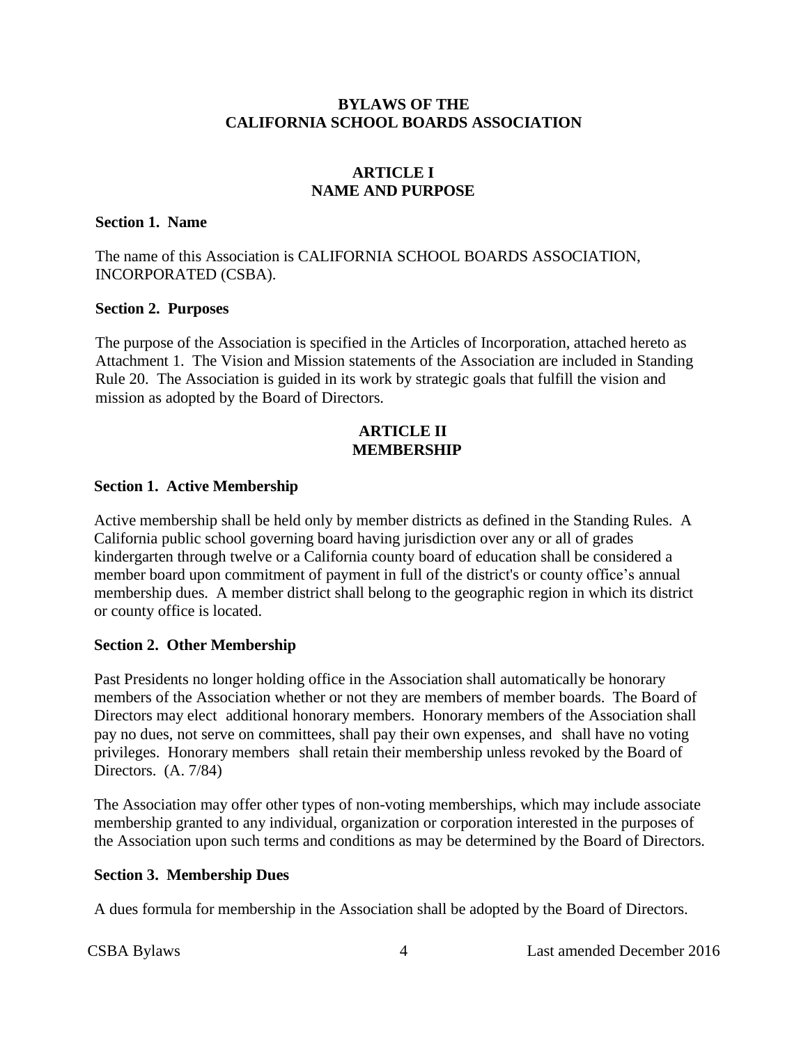# BYLAWS OF THE CALIFORNIA SCHOOL BOARDS ASSOCIATION

## ARTICLE I
## NAME AND PURPOSE

### Section 1. Name

The name of this Association is CALIFORNIA SCHOOL BOARDS ASSOCIATION, INCORPORATED (CSBA).

### Section 2. Purposes

The purpose of the Association is specified in the Articles of Incorporation, attached hereto as Attachment 1. The Vision and Mission statements of the Association are included in Standing Rule 20. The Association is guided in its work by strategic goals that fulfill the vision and mission as adopted by the Board of Directors.

## ARTICLE II
## MEMBERSHIP

### Section 1. Active Membership

Active membership shall be held only by member districts as defined in the Standing Rules. A California public school governing board having jurisdiction over any or all of grades kindergarten through twelve or a California county board of education shall be considered a member board upon commitment of payment in full of the district's or county office's annual membership dues. A member district shall belong to the geographic region in which its district or county office is located.

### Section 2. Other Membership

Past Presidents no longer holding office in the Association shall automatically be honorary members of the Association whether or not they are members of member boards. The Board of Directors may elect additional honorary members. Honorary members of the Association shall pay no dues, not serve on committees, shall pay their own expenses, and shall have no voting privileges. Honorary members shall retain their membership unless revoked by the Board of Directors. (A. 7/84)

The Association may offer other types of non-voting memberships, which may include associate membership granted to any individual, organization or corporation interested in the purposes of the Association upon such terms and conditions as may be determined by the Board of Directors.

### Section 3. Membership Dues

A dues formula for membership in the Association shall be adopted by the Board of Directors.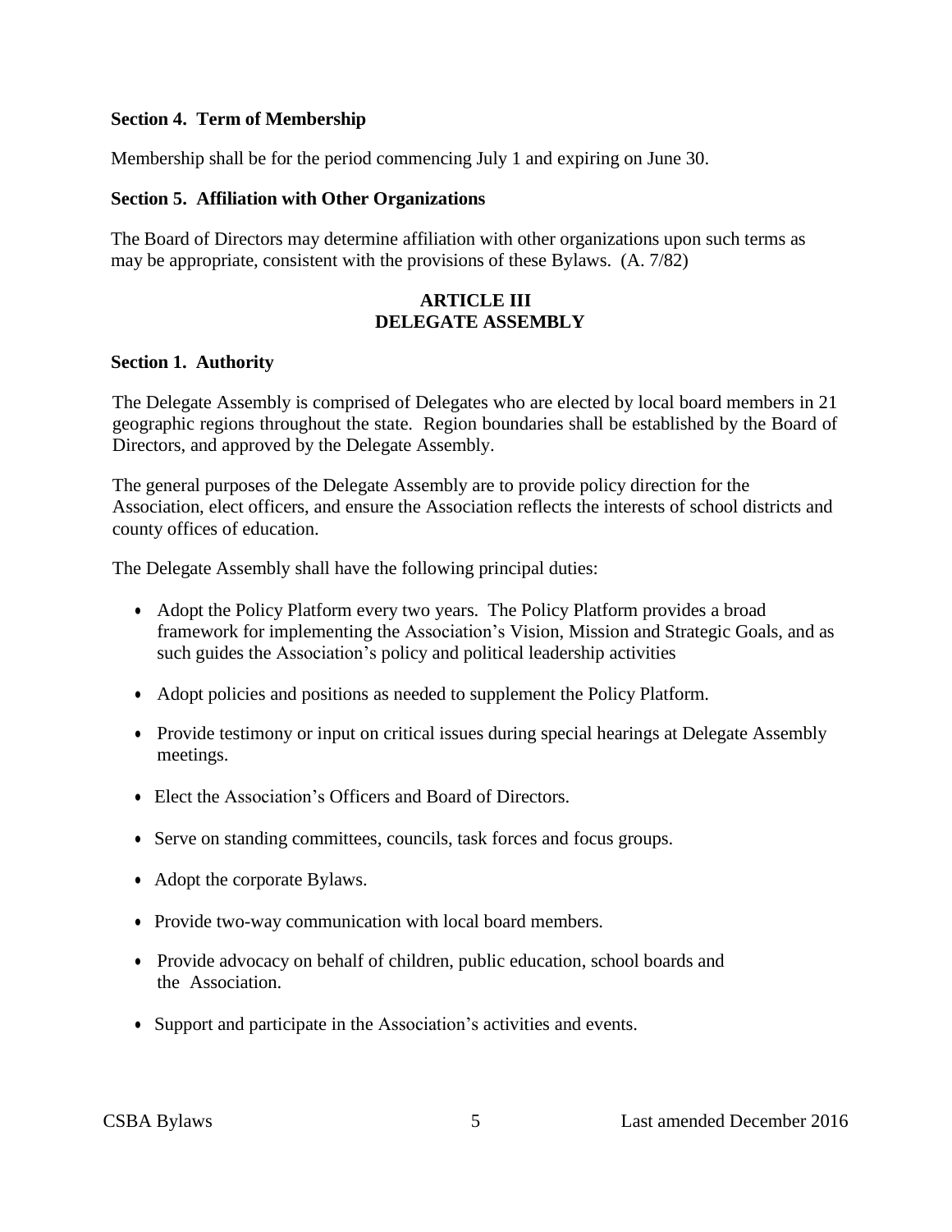### Section 4. Term of Membership

Membership shall be for the period commencing July 1 and expiring on June 30.

### Section 5. Affiliation with Other Organizations

The Board of Directors may determine affiliation with other organizations upon such terms as may be appropriate, consistent with the provisions of these Bylaws. (A. 7/82)

## ARTICLE III
## DELEGATE ASSEMBLY

### Section 1. Authority

The Delegate Assembly is comprised of Delegates who are elected by local board members in 21 geographic regions throughout the state. Region boundaries shall be established by the Board of Directors, and approved by the Delegate Assembly.

The general purposes of the Delegate Assembly are to provide policy direction for the Association, elect officers, and ensure the Association reflects the interests of school districts and county offices of education.

The Delegate Assembly shall have the following principal duties:

- Adopt the Policy Platform every two years. The Policy Platform provides a broad framework for implementing the Association's Vision, Mission and Strategic Goals, and as such guides the Association's policy and political leadership activities
- Adopt policies and positions as needed to supplement the Policy Platform.
- Provide testimony or input on critical issues during special hearings at Delegate Assembly meetings.
- Elect the Association's Officers and Board of Directors.
- Serve on standing committees, councils, task forces and focus groups.
- Adopt the corporate Bylaws.
- Provide two-way communication with local board members.
- Provide advocacy on behalf of children, public education, school boards and the Association.
- Support and participate in the Association's activities and events.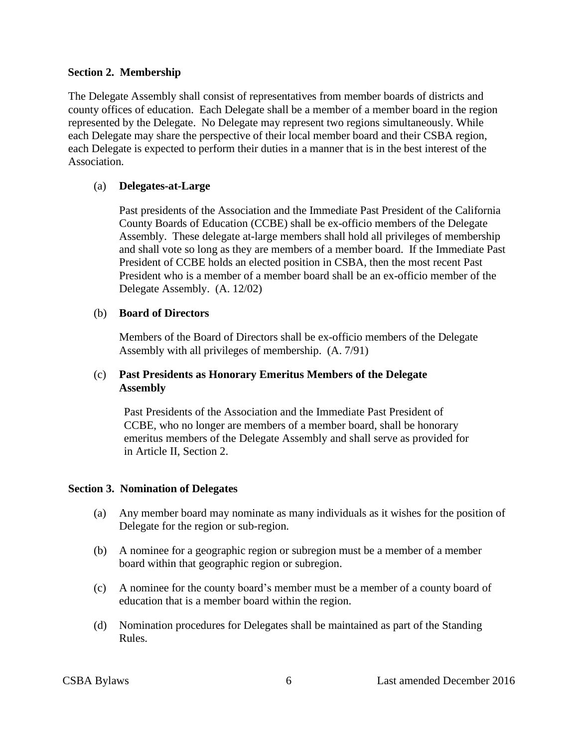**Section 2. Membership**

The Delegate Assembly shall consist of representatives from member boards of districts and county offices of education. Each Delegate shall be a member of a member board in the region represented by the Delegate. No Delegate may represent two regions simultaneously. While each Delegate may share the perspective of their local member board and their CSBA region, each Delegate is expected to perform their duties in a manner that is in the best interest of the Association.

(a) **Delegates-at-Large**

Past presidents of the Association and the Immediate Past President of the California County Boards of Education (CCBE) shall be ex-officio members of the Delegate Assembly. These delegate at-large members shall hold all privileges of membership and shall vote so long as they are members of a member board. If the Immediate Past President of CCBE holds an elected position in CSBA, then the most recent Past President who is a member of a member board shall be an ex-officio member of the Delegate Assembly. (A. 12/02)

(b) **Board of Directors**

Members of the Board of Directors shall be ex-officio members of the Delegate Assembly with all privileges of membership. (A. 7/91)

(c) **Past Presidents as Honorary Emeritus Members of the Delegate Assembly**

Past Presidents of the Association and the Immediate Past President of CCBE, who no longer are members of a member board, shall be honorary emeritus members of the Delegate Assembly and shall serve as provided for in Article II, Section 2.

**Section 3. Nomination of Delegates**

(a) Any member board may nominate as many individuals as it wishes for the position of Delegate for the region or sub-region.

(b) A nominee for a geographic region or subregion must be a member of a member board within that geographic region or subregion.

(c) A nominee for the county board's member must be a member of a county board of education that is a member board within the region.

(d) Nomination procedures for Delegates shall be maintained as part of the Standing Rules.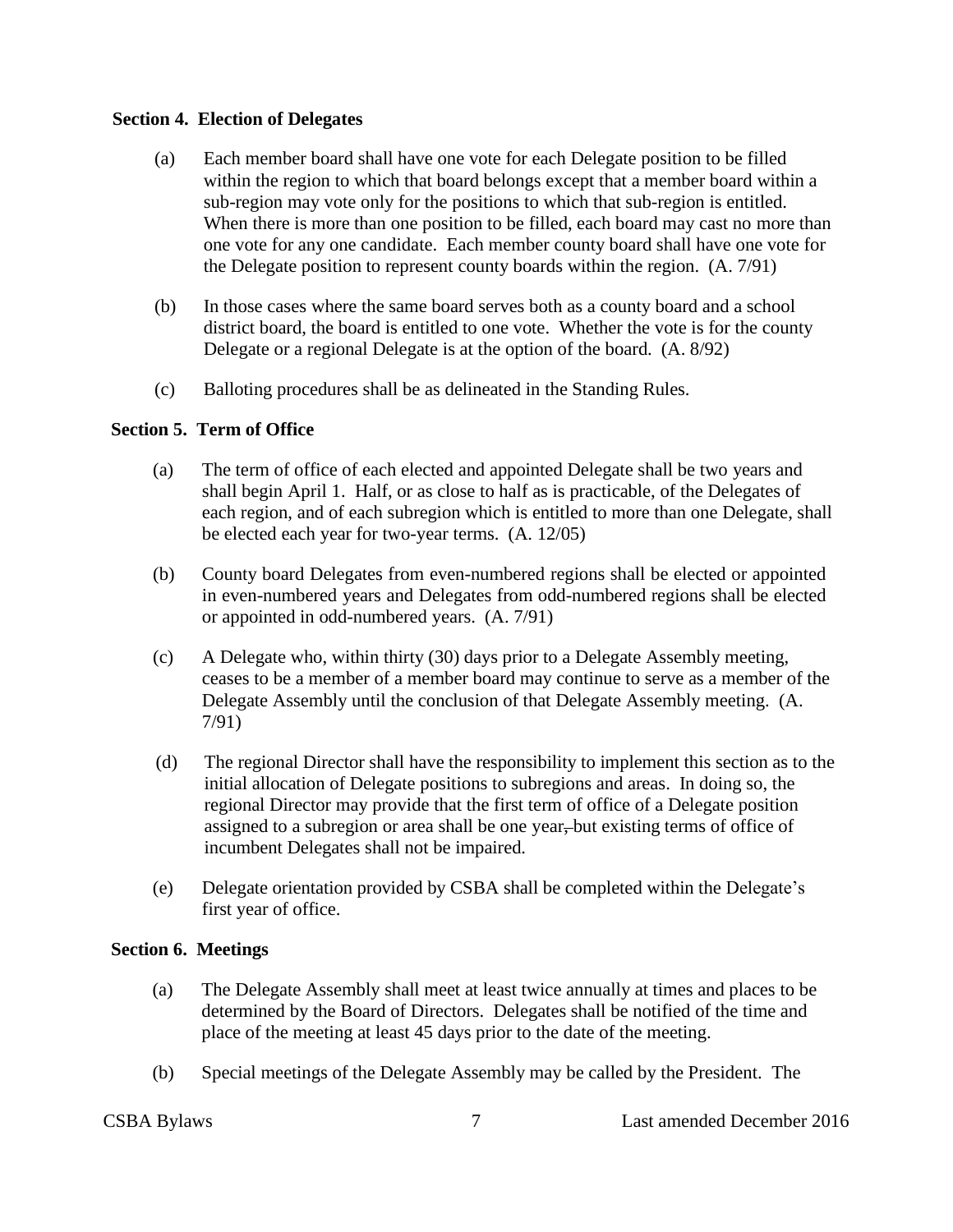**Section 4. Election of Delegates**

(a) Each member board shall have one vote for each Delegate position to be filled within the region to which that board belongs except that a member board within a sub-region may vote only for the positions to which that sub-region is entitled. When there is more than one position to be filled, each board may cast no more than one vote for any one candidate. Each member county board shall have one vote for the Delegate position to represent county boards within the region. (A. 7/91)

(b) In those cases where the same board serves both as a county board and a school district board, the board is entitled to one vote. Whether the vote is for the county Delegate or a regional Delegate is at the option of the board. (A. 8/92)

(c) Balloting procedures shall be as delineated in the Standing Rules.

**Section 5. Term of Office**

(a) The term of office of each elected and appointed Delegate shall be two years and shall begin April 1. Half, or as close to half as is practicable, of the Delegates of each region, and of each subregion which is entitled to more than one Delegate, shall be elected each year for two-year terms. (A. 12/05)

(b) County board Delegates from even-numbered regions shall be elected or appointed in even-numbered years and Delegates from odd-numbered regions shall be elected or appointed in odd-numbered years. (A. 7/91)

(c) A Delegate who, within thirty (30) days prior to a Delegate Assembly meeting, ceases to be a member of a member board may continue to serve as a member of the Delegate Assembly until the conclusion of that Delegate Assembly meeting. (A. 7/91)

(d) The regional Director shall have the responsibility to implement this section as to the initial allocation of Delegate positions to subregions and areas. In doing so, the regional Director may provide that the first term of office of a Delegate position assigned to a subregion or area shall be one year~~,~~ but existing terms of office of incumbent Delegates shall not be impaired.

(e) Delegate orientation provided by CSBA shall be completed within the Delegate's first year of office.

**Section 6. Meetings**

(a) The Delegate Assembly shall meet at least twice annually at times and places to be determined by the Board of Directors. Delegates shall be notified of the time and place of the meeting at least 45 days prior to the date of the meeting.

(b) Special meetings of the Delegate Assembly may be called by the President. The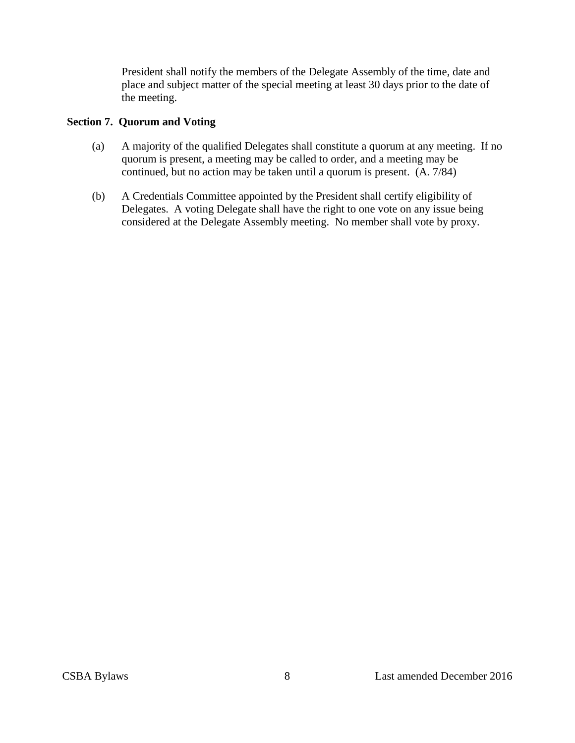President shall notify the members of the Delegate Assembly of the time, date and place and subject matter of the special meeting at least 30 days prior to the date of the meeting.

**Section 7. Quorum and Voting**

(a) A majority of the qualified Delegates shall constitute a quorum at any meeting. If no quorum is present, a meeting may be called to order, and a meeting may be continued, but no action may be taken until a quorum is present. (A. 7/84)

(b) A Credentials Committee appointed by the President shall certify eligibility of Delegates. A voting Delegate shall have the right to one vote on any issue being considered at the Delegate Assembly meeting. No member shall vote by proxy.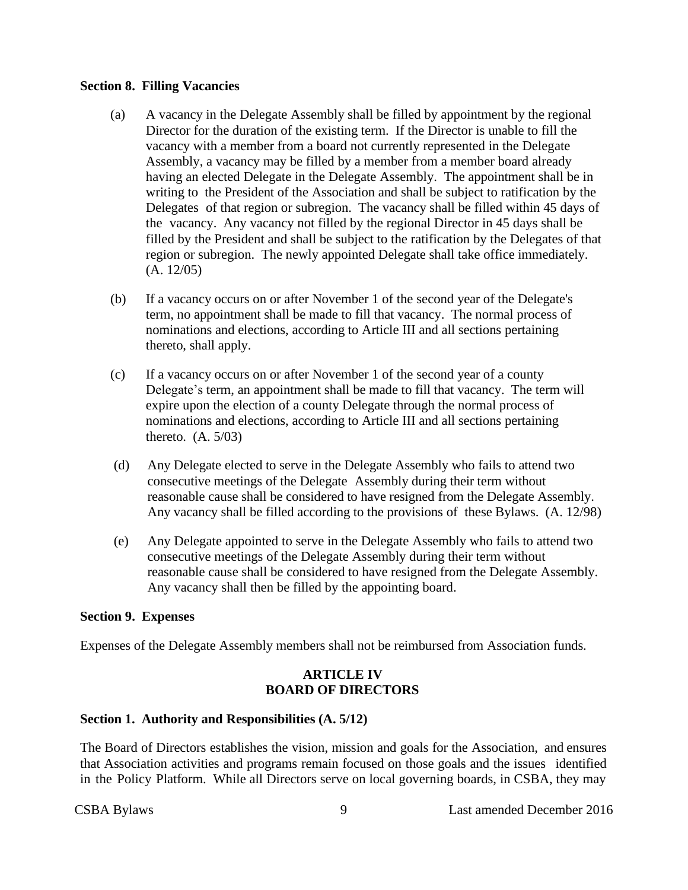**Section 8. Filling Vacancies**

(a) A vacancy in the Delegate Assembly shall be filled by appointment by the regional Director for the duration of the existing term. If the Director is unable to fill the vacancy with a member from a board not currently represented in the Delegate Assembly, a vacancy may be filled by a member from a member board already having an elected Delegate in the Delegate Assembly. The appointment shall be in writing to the President of the Association and shall be subject to ratification by the Delegates of that region or subregion. The vacancy shall be filled within 45 days of the vacancy. Any vacancy not filled by the regional Director in 45 days shall be filled by the President and shall be subject to the ratification by the Delegates of that region or subregion. The newly appointed Delegate shall take office immediately. (A. 12/05)

(b) If a vacancy occurs on or after November 1 of the second year of the Delegate's term, no appointment shall be made to fill that vacancy. The normal process of nominations and elections, according to Article III and all sections pertaining thereto, shall apply.

(c) If a vacancy occurs on or after November 1 of the second year of a county Delegate's term, an appointment shall be made to fill that vacancy. The term will expire upon the election of a county Delegate through the normal process of nominations and elections, according to Article III and all sections pertaining thereto. (A. 5/03)

(d) Any Delegate elected to serve in the Delegate Assembly who fails to attend two consecutive meetings of the Delegate Assembly during their term without reasonable cause shall be considered to have resigned from the Delegate Assembly. Any vacancy shall be filled according to the provisions of these Bylaws. (A. 12/98)

(e) Any Delegate appointed to serve in the Delegate Assembly who fails to attend two consecutive meetings of the Delegate Assembly during their term without reasonable cause shall be considered to have resigned from the Delegate Assembly. Any vacancy shall then be filled by the appointing board.

**Section 9. Expenses**

Expenses of the Delegate Assembly members shall not be reimbursed from Association funds.

## ARTICLE IV
## BOARD OF DIRECTORS

**Section 1. Authority and Responsibilities (A. 5/12)**

The Board of Directors establishes the vision, mission and goals for the Association, and ensures that Association activities and programs remain focused on those goals and the issues identified in the Policy Platform. While all Directors serve on local governing boards, in CSBA, they may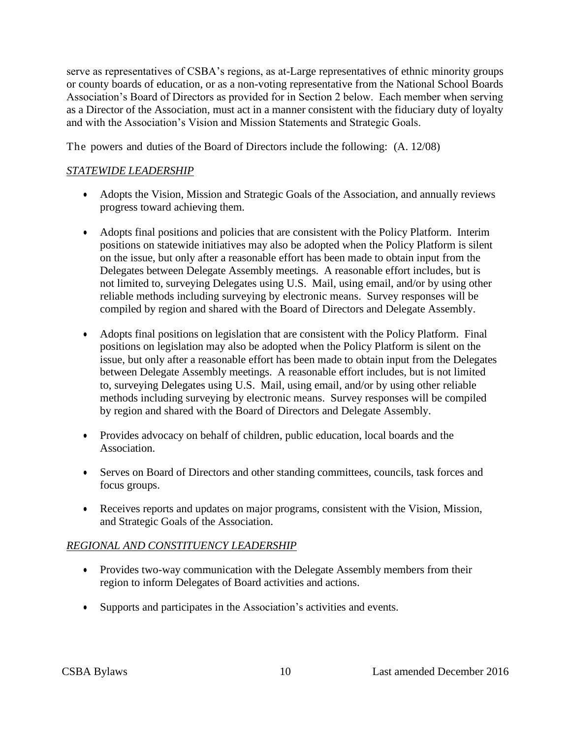serve as representatives of CSBA's regions, as at-Large representatives of ethnic minority groups or county boards of education, or as a non-voting representative from the National School Boards Association's Board of Directors as provided for in Section 2 below. Each member when serving as a Director of the Association, must act in a manner consistent with the fiduciary duty of loyalty and with the Association's Vision and Mission Statements and Strategic Goals.

The powers and duties of the Board of Directors include the following: (A. 12/08)

*STATEWIDE LEADERSHIP*

- Adopts the Vision, Mission and Strategic Goals of the Association, and annually reviews progress toward achieving them.
- Adopts final positions and policies that are consistent with the Policy Platform. Interim positions on statewide initiatives may also be adopted when the Policy Platform is silent on the issue, but only after a reasonable effort has been made to obtain input from the Delegates between Delegate Assembly meetings. A reasonable effort includes, but is not limited to, surveying Delegates using U.S. Mail, using email, and/or by using other reliable methods including surveying by electronic means. Survey responses will be compiled by region and shared with the Board of Directors and Delegate Assembly.
- Adopts final positions on legislation that are consistent with the Policy Platform. Final positions on legislation may also be adopted when the Policy Platform is silent on the issue, but only after a reasonable effort has been made to obtain input from the Delegates between Delegate Assembly meetings. A reasonable effort includes, but is not limited to, surveying Delegates using U.S. Mail, using email, and/or by using other reliable methods including surveying by electronic means. Survey responses will be compiled by region and shared with the Board of Directors and Delegate Assembly.
- Provides advocacy on behalf of children, public education, local boards and the Association.
- Serves on Board of Directors and other standing committees, councils, task forces and focus groups.
- Receives reports and updates on major programs, consistent with the Vision, Mission, and Strategic Goals of the Association.

*REGIONAL AND CONSTITUENCY LEADERSHIP*

- Provides two-way communication with the Delegate Assembly members from their region to inform Delegates of Board activities and actions.
- Supports and participates in the Association's activities and events.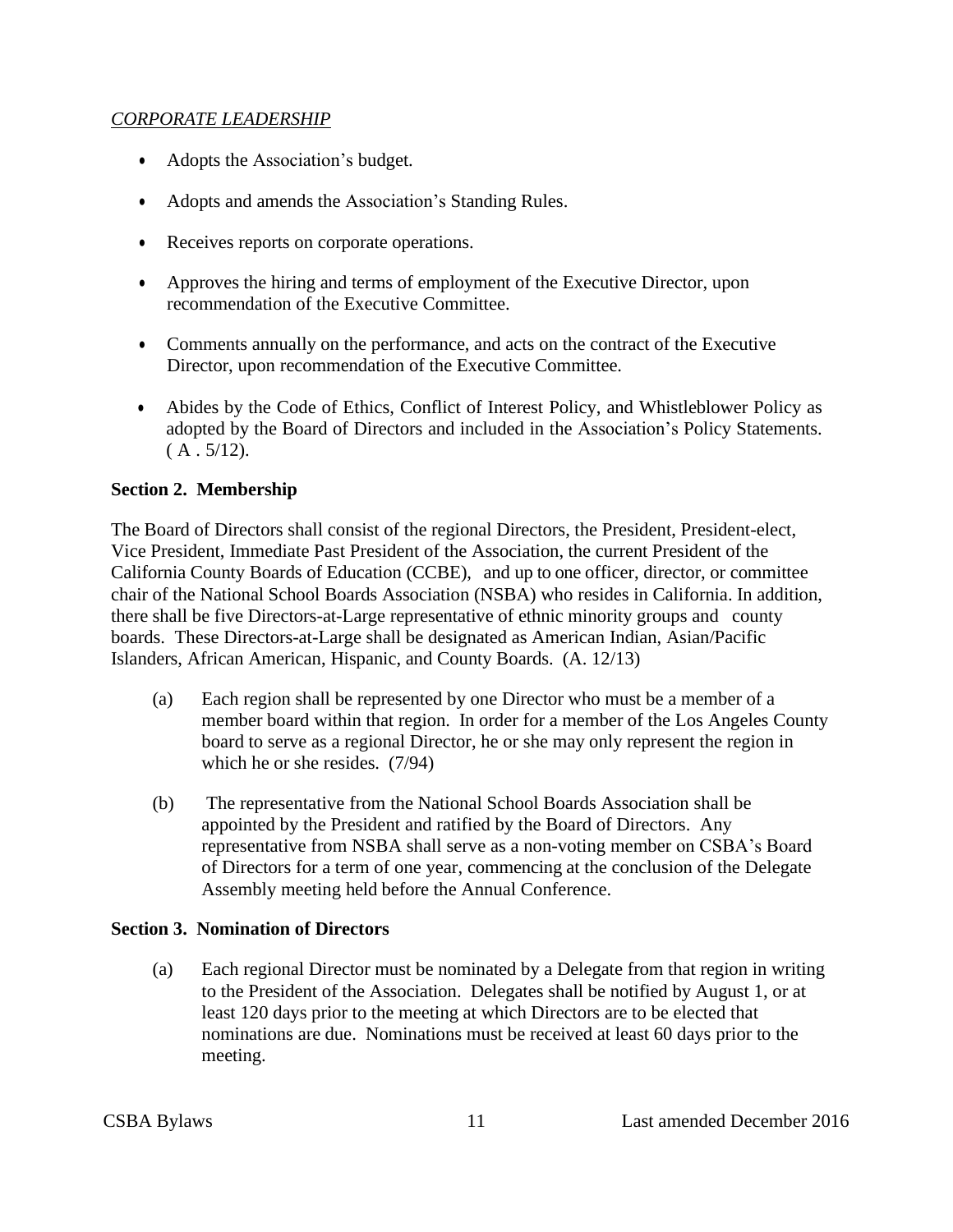*CORPORATE LEADERSHIP*

- Adopts the Association's budget.
- Adopts and amends the Association's Standing Rules.
- Receives reports on corporate operations.
- Approves the hiring and terms of employment of the Executive Director, upon recommendation of the Executive Committee.
- Comments annually on the performance, and acts on the contract of the Executive Director, upon recommendation of the Executive Committee.
- Abides by the Code of Ethics, Conflict of Interest Policy, and Whistleblower Policy as adopted by the Board of Directors and included in the Association's Policy Statements. ( A . 5/12).

**Section 2. Membership**

The Board of Directors shall consist of the regional Directors, the President, President-elect, Vice President, Immediate Past President of the Association, the current President of the California County Boards of Education (CCBE), and up to one officer, director, or committee chair of the National School Boards Association (NSBA) who resides in California. In addition, there shall be five Directors-at-Large representative of ethnic minority groups and county boards. These Directors-at-Large shall be designated as American Indian, Asian/Pacific Islanders, African American, Hispanic, and County Boards. (A. 12/13)

(a) Each region shall be represented by one Director who must be a member of a member board within that region. In order for a member of the Los Angeles County board to serve as a regional Director, he or she may only represent the region in which he or she resides. (7/94)

(b) The representative from the National School Boards Association shall be appointed by the President and ratified by the Board of Directors. Any representative from NSBA shall serve as a non-voting member on CSBA's Board of Directors for a term of one year, commencing at the conclusion of the Delegate Assembly meeting held before the Annual Conference.

**Section 3. Nomination of Directors**

(a) Each regional Director must be nominated by a Delegate from that region in writing to the President of the Association. Delegates shall be notified by August 1, or at least 120 days prior to the meeting at which Directors are to be elected that nominations are due. Nominations must be received at least 60 days prior to the meeting.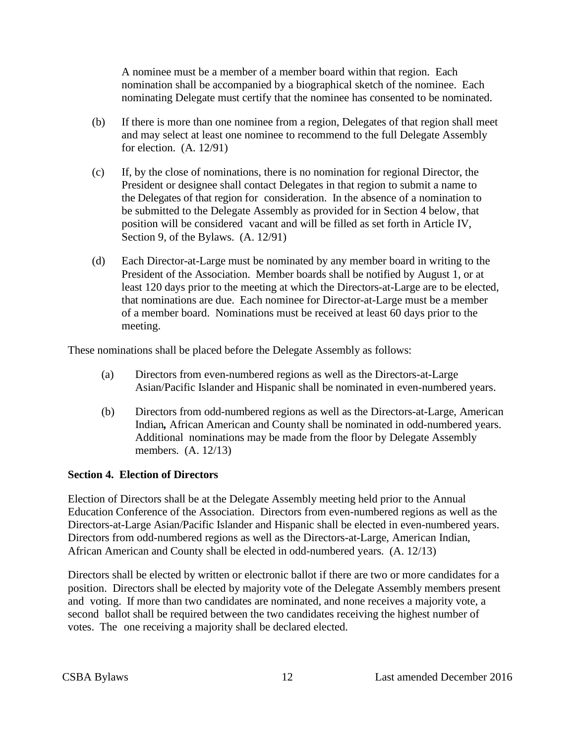A nominee must be a member of a member board within that region. Each nomination shall be accompanied by a biographical sketch of the nominee. Each nominating Delegate must certify that the nominee has consented to be nominated.

(b) If there is more than one nominee from a region, Delegates of that region shall meet and may select at least one nominee to recommend to the full Delegate Assembly for election. (A. 12/91)

(c) If, by the close of nominations, there is no nomination for regional Director, the President or designee shall contact Delegates in that region to submit a name to the Delegates of that region for consideration. In the absence of a nomination to be submitted to the Delegate Assembly as provided for in Section 4 below, that position will be considered vacant and will be filled as set forth in Article IV, Section 9, of the Bylaws. (A. 12/91)

(d) Each Director-at-Large must be nominated by any member board in writing to the President of the Association. Member boards shall be notified by August 1, or at least 120 days prior to the meeting at which the Directors-at-Large are to be elected, that nominations are due. Each nominee for Director-at-Large must be a member of a member board. Nominations must be received at least 60 days prior to the meeting.

These nominations shall be placed before the Delegate Assembly as follows:

(a) Directors from even-numbered regions as well as the Directors-at-Large Asian/Pacific Islander and Hispanic shall be nominated in even-numbered years.

(b) Directors from odd-numbered regions as well as the Directors-at-Large, American Indian***,*** African American and County shall be nominated in odd-numbered years. Additional nominations may be made from the floor by Delegate Assembly members. (A. 12/13)

**Section 4. Election of Directors**

Election of Directors shall be at the Delegate Assembly meeting held prior to the Annual Education Conference of the Association. Directors from even-numbered regions as well as the Directors-at-Large Asian/Pacific Islander and Hispanic shall be elected in even-numbered years. Directors from odd-numbered regions as well as the Directors-at-Large, American Indian, African American and County shall be elected in odd-numbered years. (A. 12/13)

Directors shall be elected by written or electronic ballot if there are two or more candidates for a position. Directors shall be elected by majority vote of the Delegate Assembly members present and voting. If more than two candidates are nominated, and none receives a majority vote, a second ballot shall be required between the two candidates receiving the highest number of votes. The one receiving a majority shall be declared elected.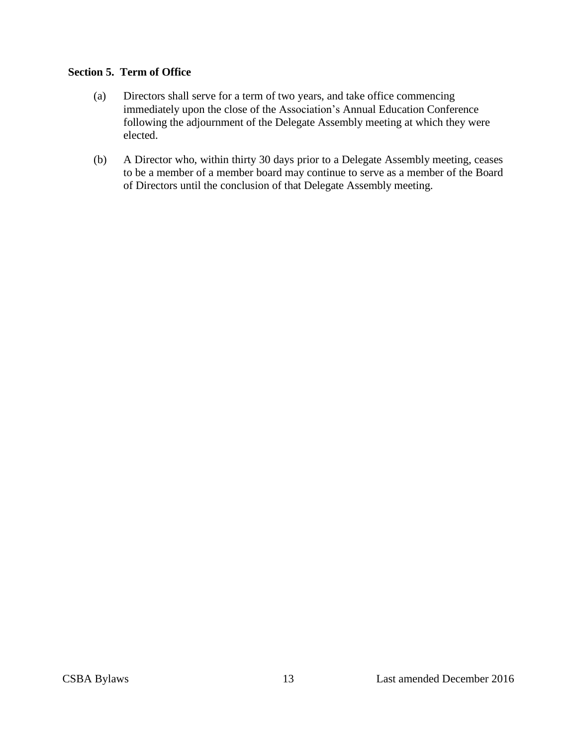**Section 5. Term of Office**

(a) Directors shall serve for a term of two years, and take office commencing immediately upon the close of the Association's Annual Education Conference following the adjournment of the Delegate Assembly meeting at which they were elected.

(b) A Director who, within thirty 30 days prior to a Delegate Assembly meeting, ceases to be a member of a member board may continue to serve as a member of the Board of Directors until the conclusion of that Delegate Assembly meeting.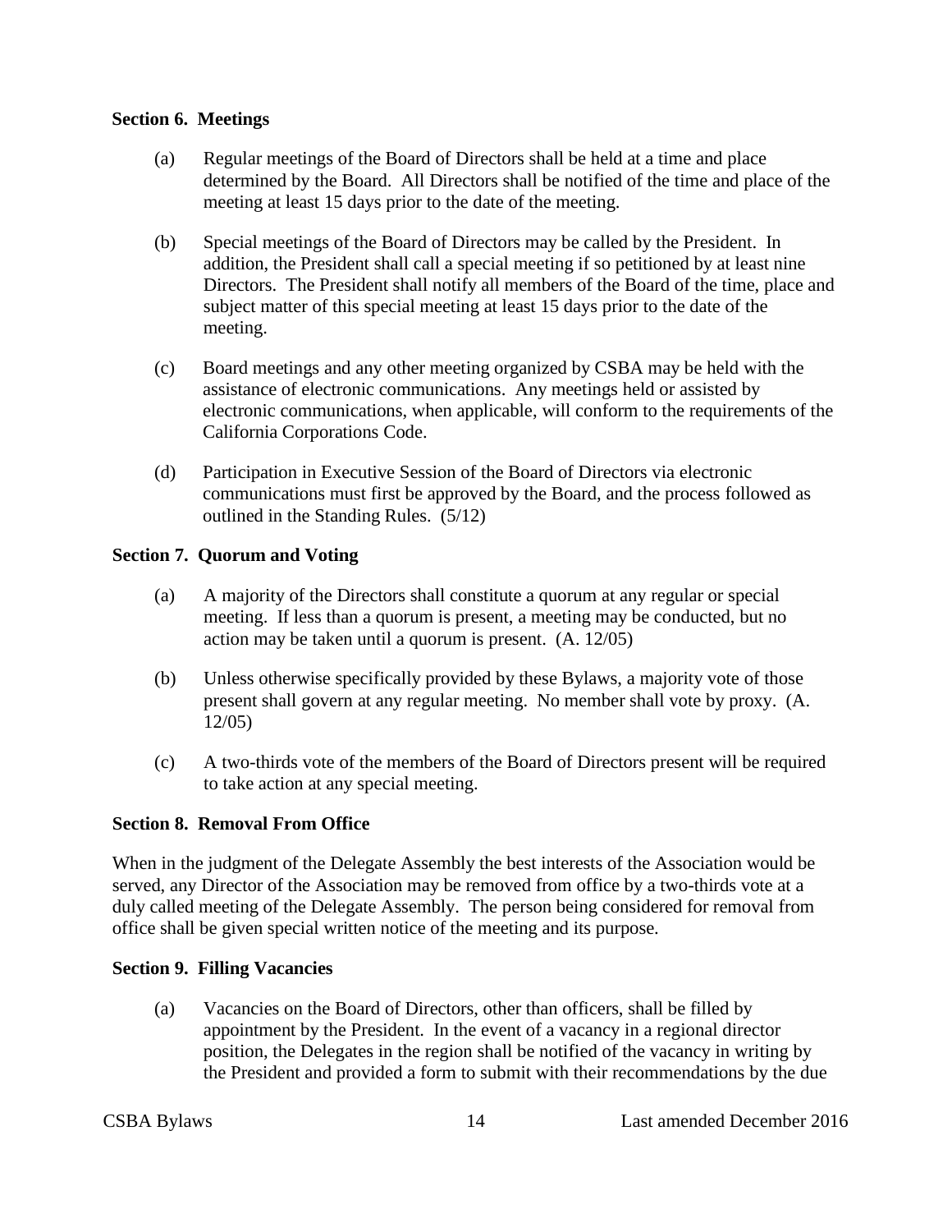**Section 6. Meetings**

(a) Regular meetings of the Board of Directors shall be held at a time and place determined by the Board. All Directors shall be notified of the time and place of the meeting at least 15 days prior to the date of the meeting.

(b) Special meetings of the Board of Directors may be called by the President. In addition, the President shall call a special meeting if so petitioned by at least nine Directors. The President shall notify all members of the Board of the time, place and subject matter of this special meeting at least 15 days prior to the date of the meeting.

(c) Board meetings and any other meeting organized by CSBA may be held with the assistance of electronic communications. Any meetings held or assisted by electronic communications, when applicable, will conform to the requirements of the California Corporations Code.

(d) Participation in Executive Session of the Board of Directors via electronic communications must first be approved by the Board, and the process followed as outlined in the Standing Rules. (5/12)

**Section 7. Quorum and Voting**

(a) A majority of the Directors shall constitute a quorum at any regular or special meeting. If less than a quorum is present, a meeting may be conducted, but no action may be taken until a quorum is present. (A. 12/05)

(b) Unless otherwise specifically provided by these Bylaws, a majority vote of those present shall govern at any regular meeting. No member shall vote by proxy. (A. 12/05)

(c) A two-thirds vote of the members of the Board of Directors present will be required to take action at any special meeting.

**Section 8. Removal From Office**

When in the judgment of the Delegate Assembly the best interests of the Association would be served, any Director of the Association may be removed from office by a two-thirds vote at a duly called meeting of the Delegate Assembly. The person being considered for removal from office shall be given special written notice of the meeting and its purpose.

**Section 9. Filling Vacancies**

(a) Vacancies on the Board of Directors, other than officers, shall be filled by appointment by the President. In the event of a vacancy in a regional director position, the Delegates in the region shall be notified of the vacancy in writing by the President and provided a form to submit with their recommendations by the due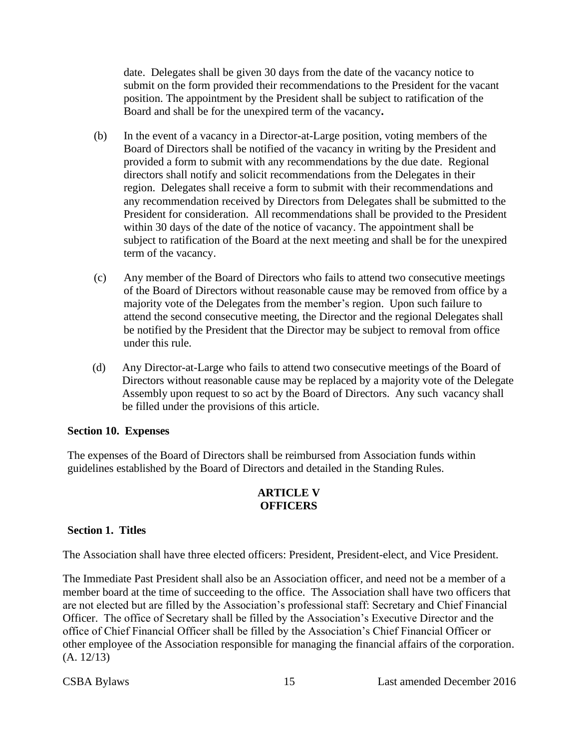date. Delegates shall be given 30 days from the date of the vacancy notice to submit on the form provided their recommendations to the President for the vacant position. The appointment by the President shall be subject to ratification of the Board and shall be for the unexpired term of the vacancy**.**

(b) In the event of a vacancy in a Director-at-Large position, voting members of the Board of Directors shall be notified of the vacancy in writing by the President and provided a form to submit with any recommendations by the due date. Regional directors shall notify and solicit recommendations from the Delegates in their region. Delegates shall receive a form to submit with their recommendations and any recommendation received by Directors from Delegates shall be submitted to the President for consideration. All recommendations shall be provided to the President within 30 days of the date of the notice of vacancy. The appointment shall be subject to ratification of the Board at the next meeting and shall be for the unexpired term of the vacancy.

(c) Any member of the Board of Directors who fails to attend two consecutive meetings of the Board of Directors without reasonable cause may be removed from office by a majority vote of the Delegates from the member's region. Upon such failure to attend the second consecutive meeting, the Director and the regional Delegates shall be notified by the President that the Director may be subject to removal from office under this rule.

(d) Any Director-at-Large who fails to attend two consecutive meetings of the Board of Directors without reasonable cause may be replaced by a majority vote of the Delegate Assembly upon request to so act by the Board of Directors. Any such vacancy shall be filled under the provisions of this article.

**Section 10. Expenses**

The expenses of the Board of Directors shall be reimbursed from Association funds within guidelines established by the Board of Directors and detailed in the Standing Rules.

## ARTICLE V
## OFFICERS

**Section 1. Titles**

The Association shall have three elected officers: President, President-elect, and Vice President.

The Immediate Past President shall also be an Association officer, and need not be a member of a member board at the time of succeeding to the office. The Association shall have two officers that are not elected but are filled by the Association's professional staff: Secretary and Chief Financial Officer. The office of Secretary shall be filled by the Association's Executive Director and the office of Chief Financial Officer shall be filled by the Association's Chief Financial Officer or other employee of the Association responsible for managing the financial affairs of the corporation. (A. 12/13)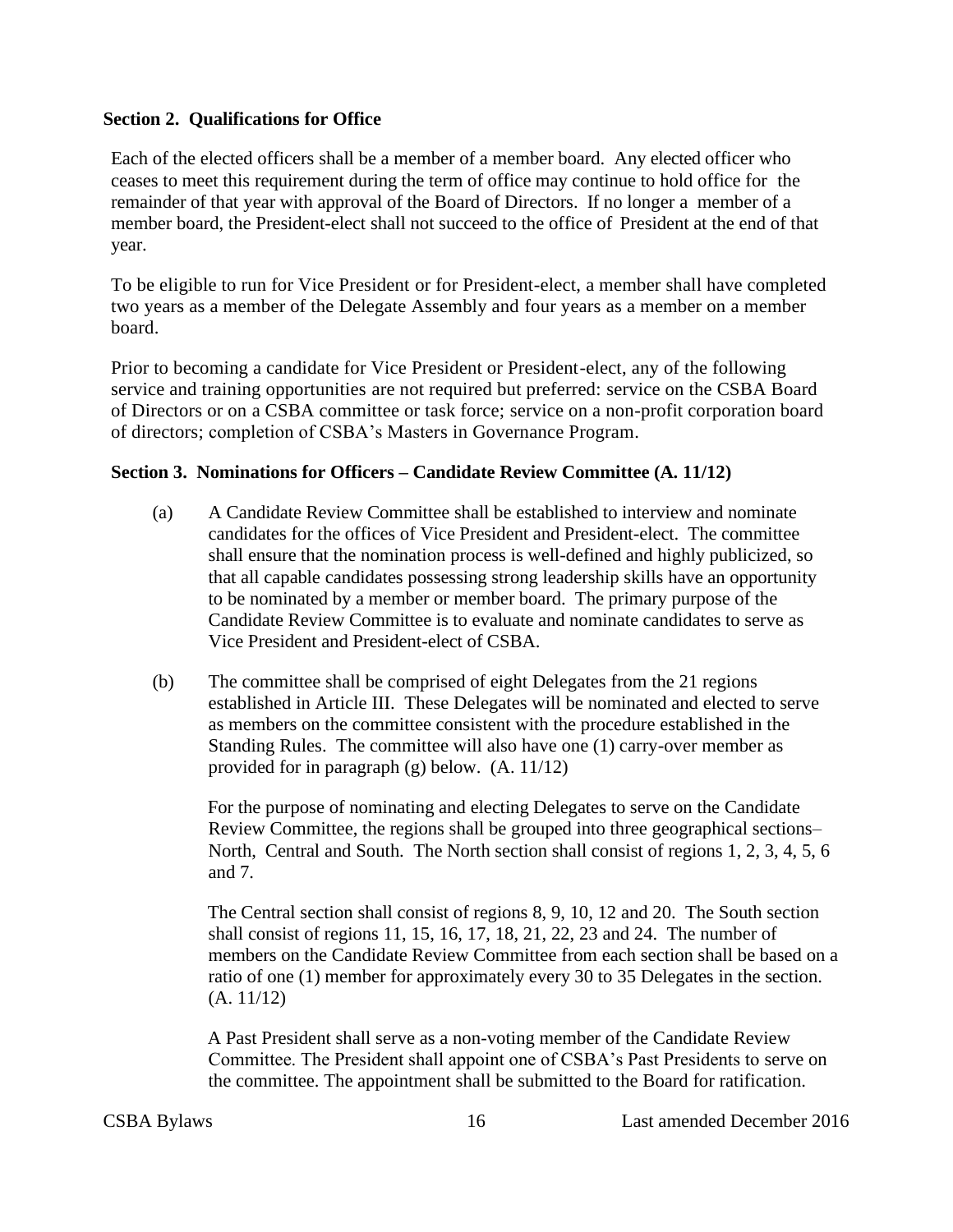**Section 2. Qualifications for Office**

Each of the elected officers shall be a member of a member board. Any elected officer who ceases to meet this requirement during the term of office may continue to hold office for the remainder of that year with approval of the Board of Directors. If no longer a member of a member board, the President-elect shall not succeed to the office of President at the end of that year.

To be eligible to run for Vice President or for President-elect, a member shall have completed two years as a member of the Delegate Assembly and four years as a member on a member board.

Prior to becoming a candidate for Vice President or President-elect, any of the following service and training opportunities are not required but preferred: service on the CSBA Board of Directors or on a CSBA committee or task force; service on a non-profit corporation board of directors; completion of CSBA's Masters in Governance Program.

**Section 3. Nominations for Officers – Candidate Review Committee (A. 11/12)**

(a) A Candidate Review Committee shall be established to interview and nominate candidates for the offices of Vice President and President-elect. The committee shall ensure that the nomination process is well-defined and highly publicized, so that all capable candidates possessing strong leadership skills have an opportunity to be nominated by a member or member board. The primary purpose of the Candidate Review Committee is to evaluate and nominate candidates to serve as Vice President and President-elect of CSBA.

(b) The committee shall be comprised of eight Delegates from the 21 regions established in Article III. These Delegates will be nominated and elected to serve as members on the committee consistent with the procedure established in the Standing Rules. The committee will also have one (1) carry-over member as provided for in paragraph (g) below. (A. 11/12)

For the purpose of nominating and electing Delegates to serve on the Candidate Review Committee, the regions shall be grouped into three geographical sections– North, Central and South. The North section shall consist of regions 1, 2, 3, 4, 5, 6 and 7.

The Central section shall consist of regions 8, 9, 10, 12 and 20. The South section shall consist of regions 11, 15, 16, 17, 18, 21, 22, 23 and 24. The number of members on the Candidate Review Committee from each section shall be based on a ratio of one (1) member for approximately every 30 to 35 Delegates in the section. (A. 11/12)

A Past President shall serve as a non-voting member of the Candidate Review Committee. The President shall appoint one of CSBA's Past Presidents to serve on the committee. The appointment shall be submitted to the Board for ratification.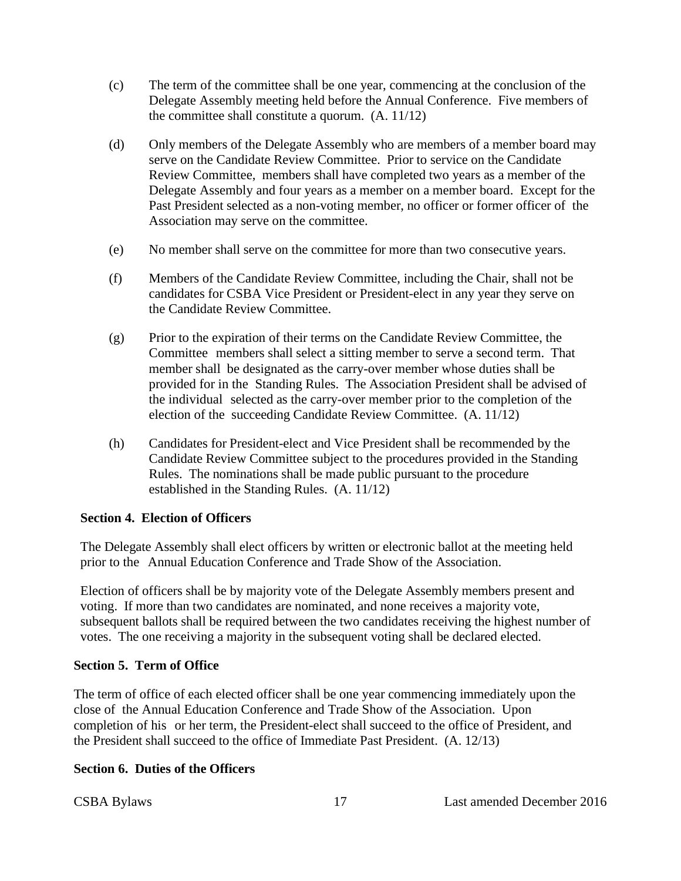(c) The term of the committee shall be one year, commencing at the conclusion of the Delegate Assembly meeting held before the Annual Conference. Five members of the committee shall constitute a quorum. (A. 11/12)

(d) Only members of the Delegate Assembly who are members of a member board may serve on the Candidate Review Committee. Prior to service on the Candidate Review Committee, members shall have completed two years as a member of the Delegate Assembly and four years as a member on a member board. Except for the Past President selected as a non-voting member, no officer or former officer of the Association may serve on the committee.

(e) No member shall serve on the committee for more than two consecutive years.

(f) Members of the Candidate Review Committee, including the Chair, shall not be candidates for CSBA Vice President or President-elect in any year they serve on the Candidate Review Committee.

(g) Prior to the expiration of their terms on the Candidate Review Committee, the Committee members shall select a sitting member to serve a second term. That member shall be designated as the carry-over member whose duties shall be provided for in the Standing Rules. The Association President shall be advised of the individual selected as the carry-over member prior to the completion of the election of the succeeding Candidate Review Committee. (A. 11/12)

(h) Candidates for President-elect and Vice President shall be recommended by the Candidate Review Committee subject to the procedures provided in the Standing Rules. The nominations shall be made public pursuant to the procedure established in the Standing Rules. (A. 11/12)

**Section 4. Election of Officers**

The Delegate Assembly shall elect officers by written or electronic ballot at the meeting held prior to the Annual Education Conference and Trade Show of the Association.

Election of officers shall be by majority vote of the Delegate Assembly members present and voting. If more than two candidates are nominated, and none receives a majority vote, subsequent ballots shall be required between the two candidates receiving the highest number of votes. The one receiving a majority in the subsequent voting shall be declared elected.

**Section 5. Term of Office**

The term of office of each elected officer shall be one year commencing immediately upon the close of the Annual Education Conference and Trade Show of the Association. Upon completion of his or her term, the President-elect shall succeed to the office of President, and the President shall succeed to the office of Immediate Past President. (A. 12/13)

**Section 6. Duties of the Officers**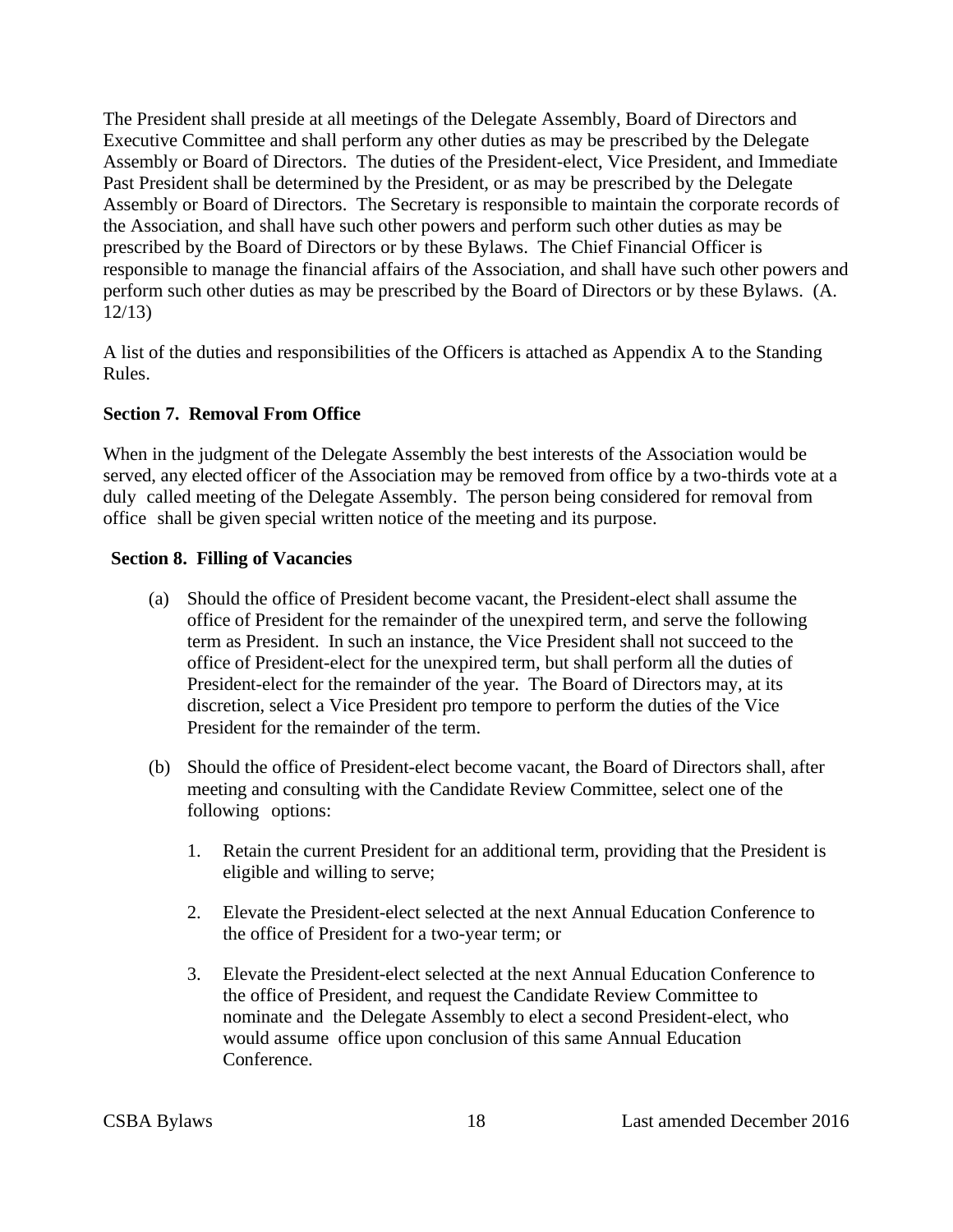The President shall preside at all meetings of the Delegate Assembly, Board of Directors and Executive Committee and shall perform any other duties as may be prescribed by the Delegate Assembly or Board of Directors. The duties of the President-elect, Vice President, and Immediate Past President shall be determined by the President, or as may be prescribed by the Delegate Assembly or Board of Directors. The Secretary is responsible to maintain the corporate records of the Association, and shall have such other powers and perform such other duties as may be prescribed by the Board of Directors or by these Bylaws. The Chief Financial Officer is responsible to manage the financial affairs of the Association, and shall have such other powers and perform such other duties as may be prescribed by the Board of Directors or by these Bylaws. (A. 12/13)

A list of the duties and responsibilities of the Officers is attached as Appendix A to the Standing Rules.

**Section 7. Removal From Office**

When in the judgment of the Delegate Assembly the best interests of the Association would be served, any elected officer of the Association may be removed from office by a two-thirds vote at a duly called meeting of the Delegate Assembly. The person being considered for removal from office shall be given special written notice of the meeting and its purpose.

**Section 8. Filling of Vacancies**

(a) Should the office of President become vacant, the President-elect shall assume the office of President for the remainder of the unexpired term, and serve the following term as President. In such an instance, the Vice President shall not succeed to the office of President-elect for the unexpired term, but shall perform all the duties of President-elect for the remainder of the year. The Board of Directors may, at its discretion, select a Vice President pro tempore to perform the duties of the Vice President for the remainder of the term.

(b) Should the office of President-elect become vacant, the Board of Directors shall, after meeting and consulting with the Candidate Review Committee, select one of the following options:

1. Retain the current President for an additional term, providing that the President is eligible and willing to serve;

2. Elevate the President-elect selected at the next Annual Education Conference to the office of President for a two-year term; or

3. Elevate the President-elect selected at the next Annual Education Conference to the office of President, and request the Candidate Review Committee to nominate and the Delegate Assembly to elect a second President-elect, who would assume office upon conclusion of this same Annual Education Conference.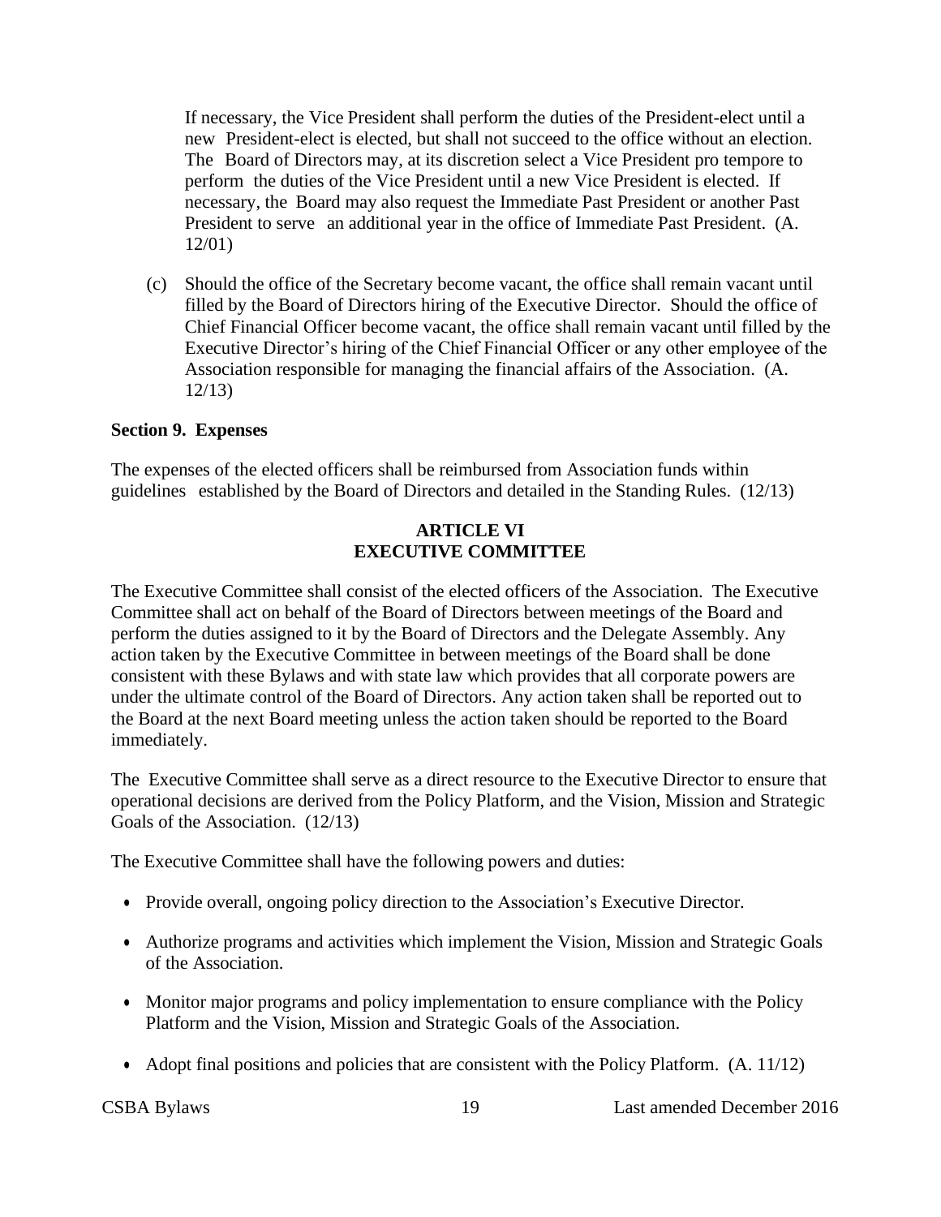If necessary, the Vice President shall perform the duties of the President-elect until a new President-elect is elected, but shall not succeed to the office without an election. The Board of Directors may, at its discretion select a Vice President pro tempore to perform the duties of the Vice President until a new Vice President is elected. If necessary, the Board may also request the Immediate Past President or another Past President to serve an additional year in the office of Immediate Past President. (A. 12/01)

(c) Should the office of the Secretary become vacant, the office shall remain vacant until filled by the Board of Directors hiring of the Executive Director. Should the office of Chief Financial Officer become vacant, the office shall remain vacant until filled by the Executive Director's hiring of the Chief Financial Officer or any other employee of the Association responsible for managing the financial affairs of the Association. (A. 12/13)

**Section 9. Expenses**

The expenses of the elected officers shall be reimbursed from Association funds within guidelines established by the Board of Directors and detailed in the Standing Rules. (12/13)

## ARTICLE VI
## EXECUTIVE COMMITTEE

The Executive Committee shall consist of the elected officers of the Association. The Executive Committee shall act on behalf of the Board of Directors between meetings of the Board and perform the duties assigned to it by the Board of Directors and the Delegate Assembly. Any action taken by the Executive Committee in between meetings of the Board shall be done consistent with these Bylaws and with state law which provides that all corporate powers are under the ultimate control of the Board of Directors. Any action taken shall be reported out to the Board at the next Board meeting unless the action taken should be reported to the Board immediately.

The Executive Committee shall serve as a direct resource to the Executive Director to ensure that operational decisions are derived from the Policy Platform, and the Vision, Mission and Strategic Goals of the Association. (12/13)

The Executive Committee shall have the following powers and duties:

- Provide overall, ongoing policy direction to the Association's Executive Director.
- Authorize programs and activities which implement the Vision, Mission and Strategic Goals of the Association.
- Monitor major programs and policy implementation to ensure compliance with the Policy Platform and the Vision, Mission and Strategic Goals of the Association.
- Adopt final positions and policies that are consistent with the Policy Platform. (A. 11/12)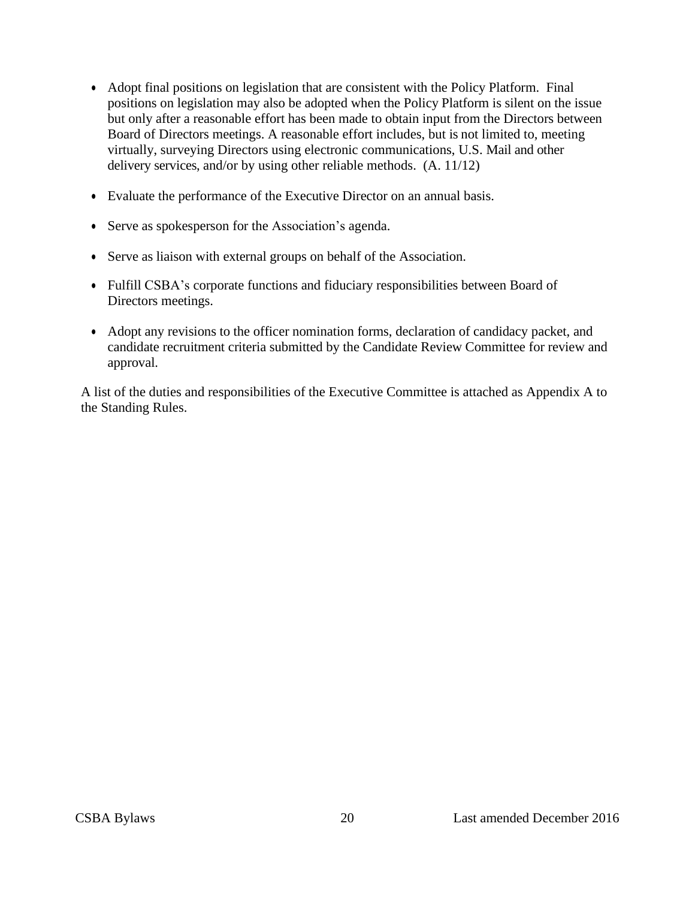- Adopt final positions on legislation that are consistent with the Policy Platform. Final positions on legislation may also be adopted when the Policy Platform is silent on the issue but only after a reasonable effort has been made to obtain input from the Directors between Board of Directors meetings. A reasonable effort includes, but is not limited to, meeting virtually, surveying Directors using electronic communications, U.S. Mail and other delivery services, and/or by using other reliable methods. (A. 11/12)

- Evaluate the performance of the Executive Director on an annual basis.

- Serve as spokesperson for the Association's agenda.

- Serve as liaison with external groups on behalf of the Association.

- Fulfill CSBA's corporate functions and fiduciary responsibilities between Board of Directors meetings.

- Adopt any revisions to the officer nomination forms, declaration of candidacy packet, and candidate recruitment criteria submitted by the Candidate Review Committee for review and approval.

A list of the duties and responsibilities of the Executive Committee is attached as Appendix A to the Standing Rules.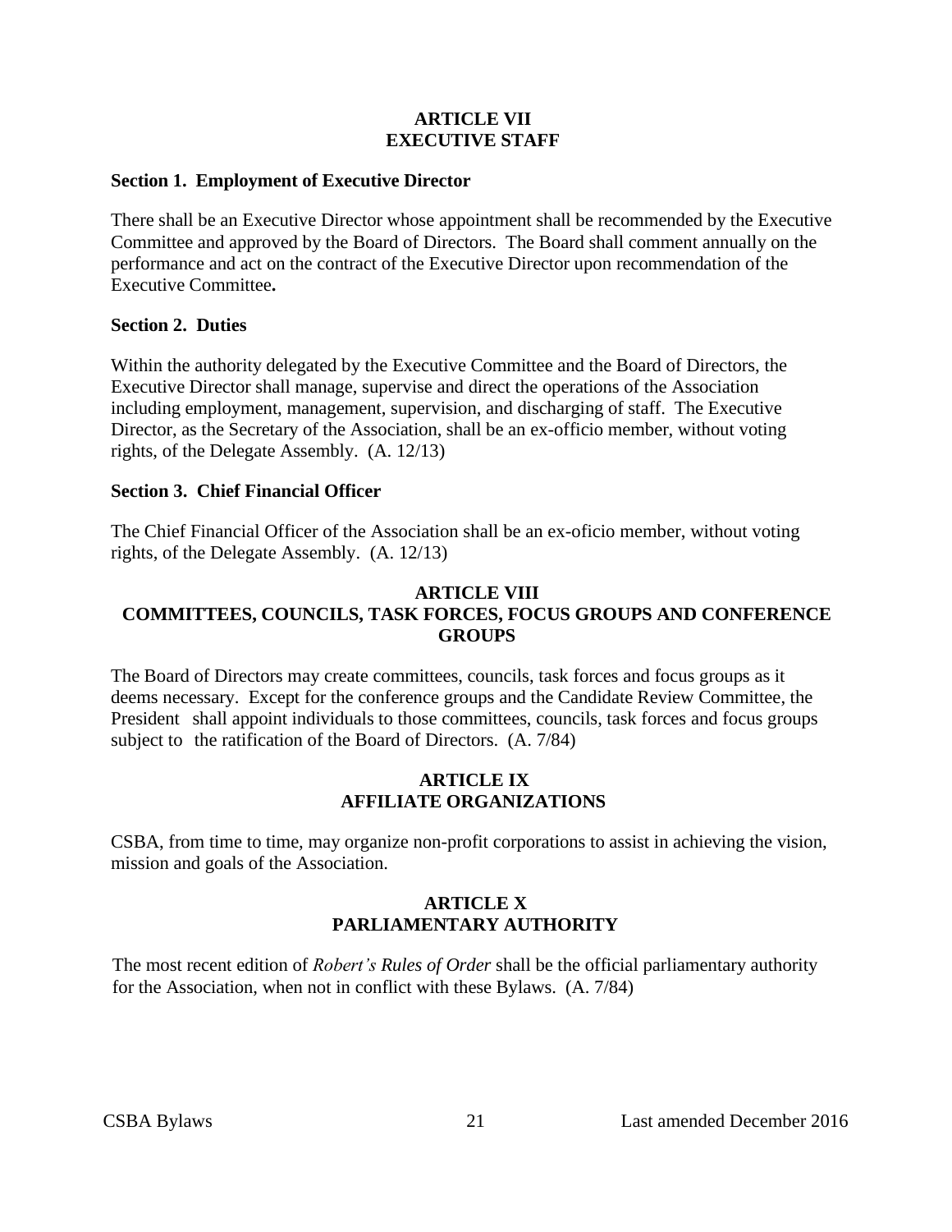## ARTICLE VII
## EXECUTIVE STAFF

**Section 1. Employment of Executive Director**

There shall be an Executive Director whose appointment shall be recommended by the Executive Committee and approved by the Board of Directors. The Board shall comment annually on the performance and act on the contract of the Executive Director upon recommendation of the Executive Committee**.**

**Section 2. Duties**

Within the authority delegated by the Executive Committee and the Board of Directors, the Executive Director shall manage, supervise and direct the operations of the Association including employment, management, supervision, and discharging of staff. The Executive Director, as the Secretary of the Association, shall be an ex-officio member, without voting rights, of the Delegate Assembly. (A. 12/13)

**Section 3. Chief Financial Officer**

The Chief Financial Officer of the Association shall be an ex-oficio member, without voting rights, of the Delegate Assembly. (A. 12/13)

## ARTICLE VIII
## COMMITTEES, COUNCILS, TASK FORCES, FOCUS GROUPS AND CONFERENCE GROUPS

The Board of Directors may create committees, councils, task forces and focus groups as it deems necessary. Except for the conference groups and the Candidate Review Committee, the President shall appoint individuals to those committees, councils, task forces and focus groups subject to the ratification of the Board of Directors. (A. 7/84)

## ARTICLE IX
## AFFILIATE ORGANIZATIONS

CSBA, from time to time, may organize non-profit corporations to assist in achieving the vision, mission and goals of the Association.

## ARTICLE X
## PARLIAMENTARY AUTHORITY

The most recent edition of *Robert's Rules of Order* shall be the official parliamentary authority for the Association, when not in conflict with these Bylaws. (A. 7/84)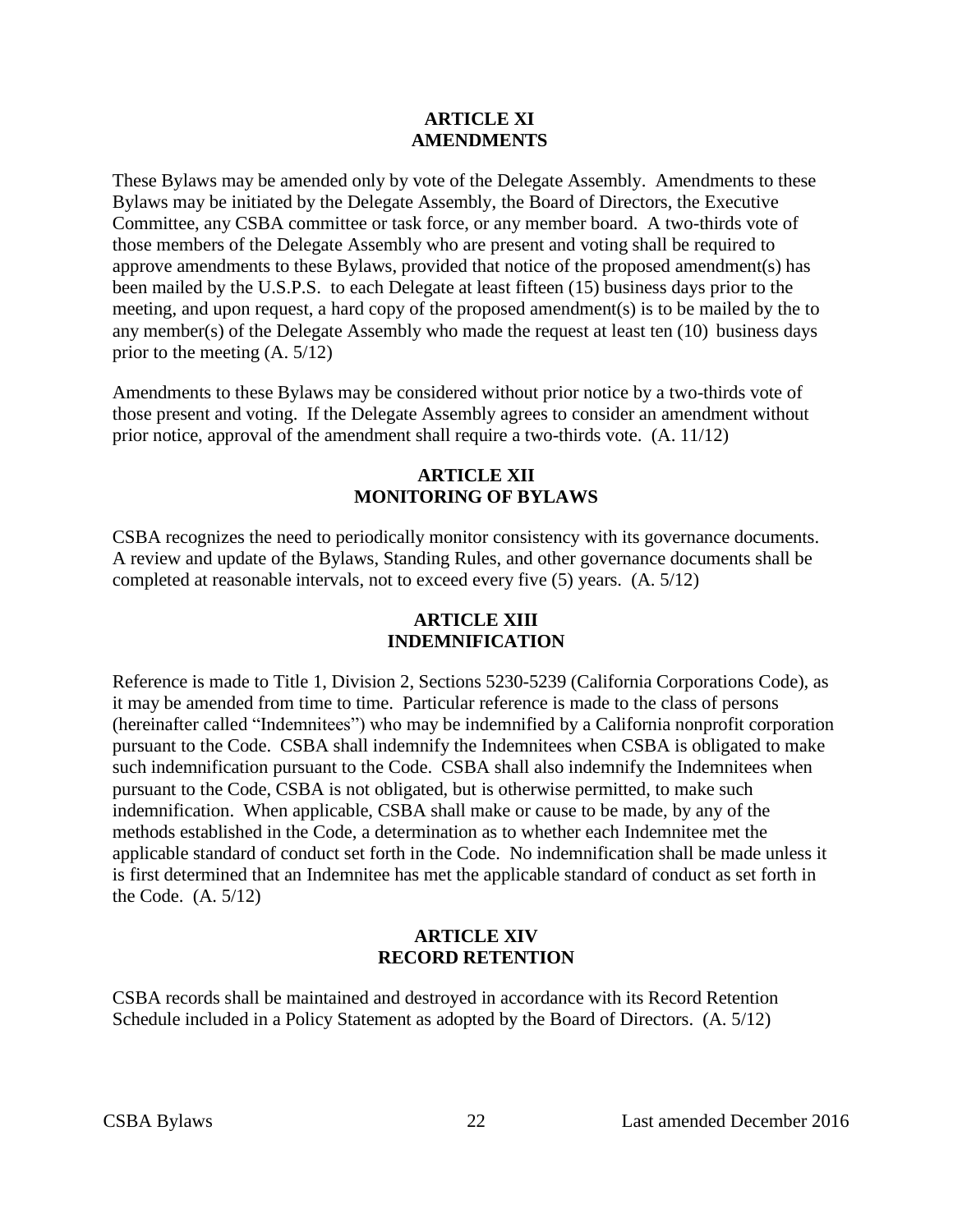## ARTICLE XI
## AMENDMENTS

These Bylaws may be amended only by vote of the Delegate Assembly. Amendments to these Bylaws may be initiated by the Delegate Assembly, the Board of Directors, the Executive Committee, any CSBA committee or task force, or any member board. A two-thirds vote of those members of the Delegate Assembly who are present and voting shall be required to approve amendments to these Bylaws, provided that notice of the proposed amendment(s) has been mailed by the U.S.P.S. to each Delegate at least fifteen (15) business days prior to the meeting, and upon request, a hard copy of the proposed amendment(s) is to be mailed by the to any member(s) of the Delegate Assembly who made the request at least ten (10) business days prior to the meeting (A. 5/12)

Amendments to these Bylaws may be considered without prior notice by a two-thirds vote of those present and voting. If the Delegate Assembly agrees to consider an amendment without prior notice, approval of the amendment shall require a two-thirds vote. (A. 11/12)

## ARTICLE XII
## MONITORING OF BYLAWS

CSBA recognizes the need to periodically monitor consistency with its governance documents. A review and update of the Bylaws, Standing Rules, and other governance documents shall be completed at reasonable intervals, not to exceed every five (5) years. (A. 5/12)

## ARTICLE XIII
## INDEMNIFICATION

Reference is made to Title 1, Division 2, Sections 5230-5239 (California Corporations Code), as it may be amended from time to time. Particular reference is made to the class of persons (hereinafter called "Indemnitees") who may be indemnified by a California nonprofit corporation pursuant to the Code. CSBA shall indemnify the Indemnitees when CSBA is obligated to make such indemnification pursuant to the Code. CSBA shall also indemnify the Indemnitees when pursuant to the Code, CSBA is not obligated, but is otherwise permitted, to make such indemnification. When applicable, CSBA shall make or cause to be made, by any of the methods established in the Code, a determination as to whether each Indemnitee met the applicable standard of conduct set forth in the Code. No indemnification shall be made unless it is first determined that an Indemnitee has met the applicable standard of conduct as set forth in the Code. (A. 5/12)

## ARTICLE XIV
## RECORD RETENTION

CSBA records shall be maintained and destroyed in accordance with its Record Retention Schedule included in a Policy Statement as adopted by the Board of Directors. (A. 5/12)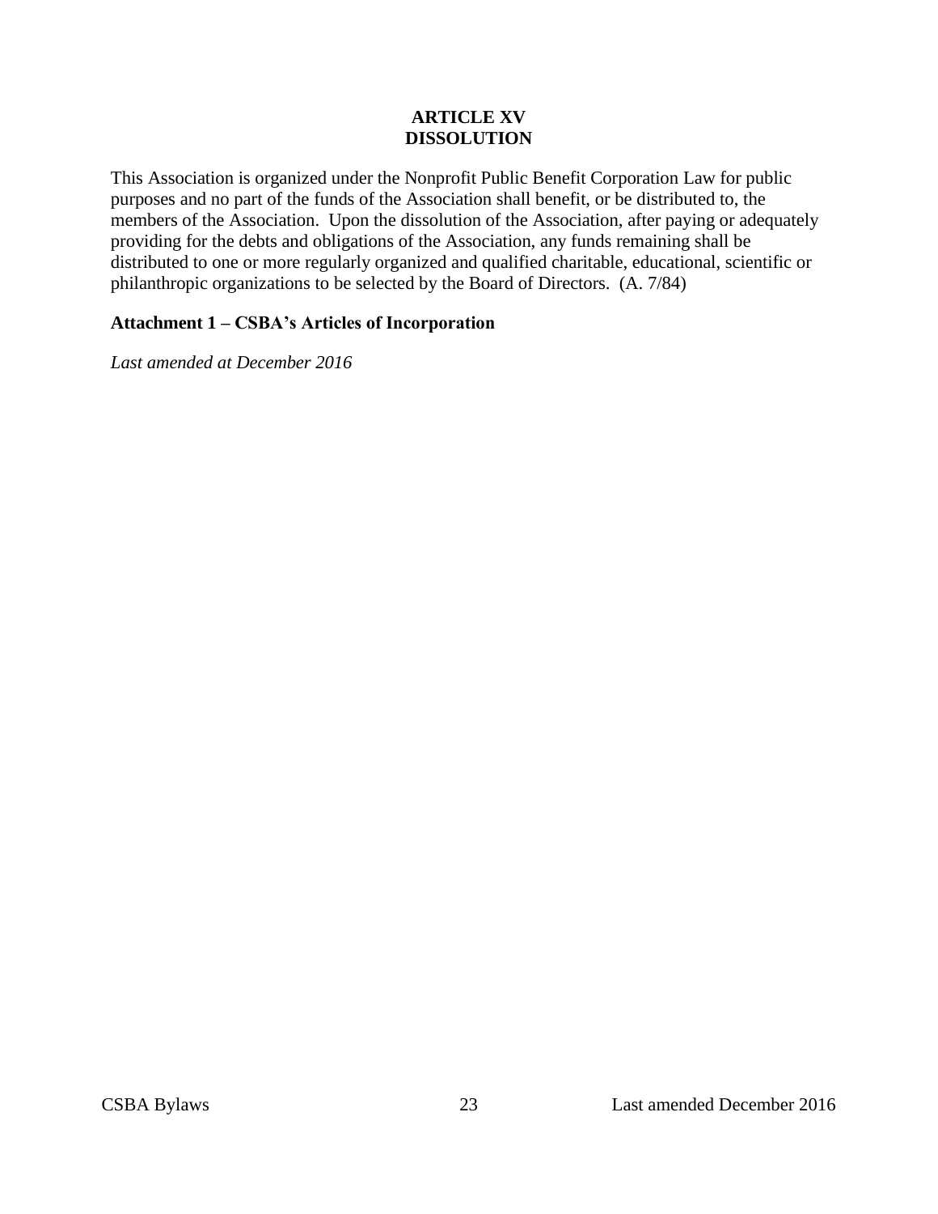## ARTICLE XV
## DISSOLUTION

This Association is organized under the Nonprofit Public Benefit Corporation Law for public purposes and no part of the funds of the Association shall benefit, or be distributed to, the members of the Association. Upon the dissolution of the Association, after paying or adequately providing for the debts and obligations of the Association, any funds remaining shall be distributed to one or more regularly organized and qualified charitable, educational, scientific or philanthropic organizations to be selected by the Board of Directors. (A. 7/84)

**Attachment 1 – CSBA's Articles of Incorporation**

*Last amended at December 2016*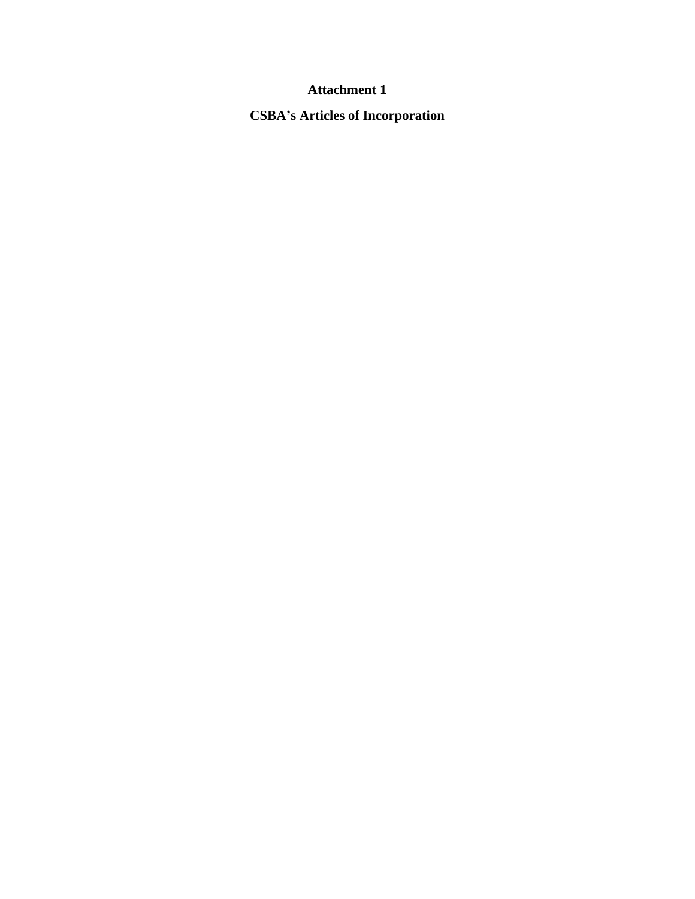**Attachment 1**

**CSBA’s Articles of Incorporation**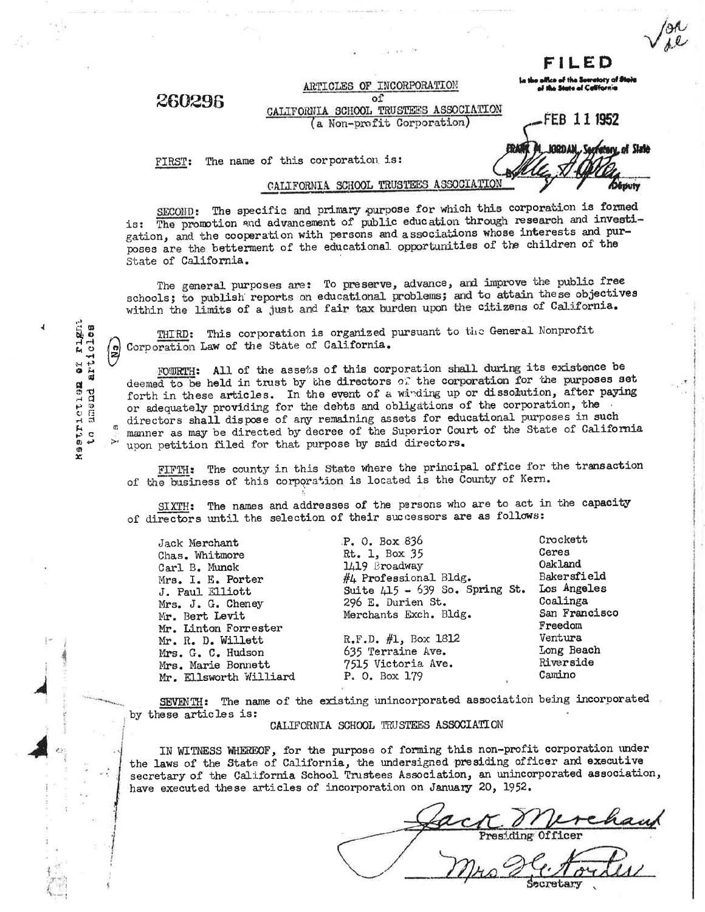260296

**FILED**
In the office of the Secretary of State of the State of California
FEB 11 1952
FRANK M. JORDAN, Secretary of State
By [signature] Deputy

# ARTICLES OF INCORPORATION
of
## CALIFORNIA SCHOOL TRUSTEES ASSOCIATION
(a Non-profit Corporation)

FIRST: The name of this corporation is:

CALIFORNIA SCHOOL TRUSTEES ASSOCIATION

SECOND: The specific and primary purpose for which this corporation is formed is: The promotion and advancement of public education through research and investigation, and the cooperation with persons and associations whose interests and purposes are the betterment of the educational opportunities of the children of the State of California.

The general purposes are: To preserve, advance, and improve the public free schools; to publish reports on educational problems; and to attain these objectives within the limits of a just and fair tax burden upon the citizens of California.

Restriction of Right to amend articles

THIRD: This corporation is organized pursuant to the General Nonprofit Corporation Law of the State of California.

FOURTH: All of the assets of this corporation shall during its existence be deemed to be held in trust by the directors of the corporation for the purposes set forth in these articles. In the event of a winding up or dissolution, after paying or adequately providing for the debts and obligations of the corporation, the directors shall dispose of any remaining assets for educational purposes in such manner as may be directed by decree of the Superior Court of the State of California upon petition filed for that purpose by said directors.

FIFTH: The county in this State where the principal office for the transaction of the business of this corporation is located is the County of Kern.

SIXTH: The names and addresses of the persons who are to act in the capacity of directors until the selection of their successors are as follows:

| Name | Address | City |
|---|---|---|
| Jack Merchant | P. O. Box 836 | Crockett |
| Chas. Whitmore | Rt. 1, Box 35 | Ceres |
| Carl B. Munck | 1419 Broadway | Oakland |
| Mrs. I. E. Porter | #4 Professional Bldg. | Bakersfield |
| J. Paul Elliott | Suite 415 - 639 So. Spring St. | Los Angeles |
| Mrs. J. G. Cheney | 296 E. Durien St. | Coalinga |
| Mr. Bert Levit | Merchants Exch. Bldg. | San Francisco |
| Mr. Linton Forrester | | Freedom |
| Mr. R. D. Willett | R.F.D. #1, Box 1812 | Ventura |
| Mrs. G. C. Hudson | 635 Terraine Ave. | Long Beach |
| Mrs. Marie Bonnett | 7515 Victoria Ave. | Riverside |
| Mr. Ellsworth Williard | P. O. Box 179 | Camino |

SEVENTH: The name of the existing unincorporated association being incorporated by these articles is:

CALIFORNIA SCHOOL TRUSTEES ASSOCIATION

IN WITNESS WHEREOF, for the purpose of forming this non-profit corporation under the laws of the State of California, the undersigned presiding officer and executive secretary of the California School Trustees Association, an unincorporated association, have executed these articles of incorporation on January 20, 1952.

Jack Merchant
Presiding Officer

Mrs. I. E. Porter
Secretary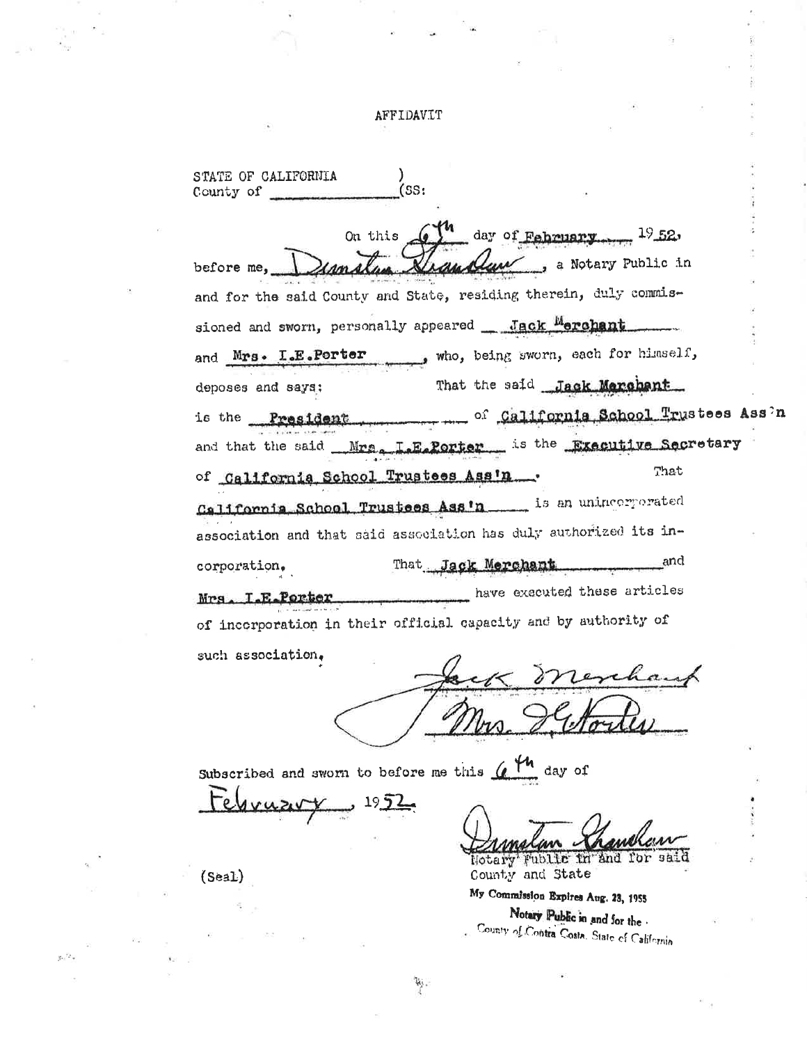# AFFIDAVIT

STATE OF CALIFORNIA )
County of ______________ (SS:

On this 6th day of February 1952, before me, Dimslan Chandler, a Notary Public in and for the said County and State, residing therein, duly commissioned and sworn, personally appeared Jack Merchant and Mrs. I.E.Porter, who, being sworn, each for himself, deposes and says: That the said Jack Merchant is the President of California School Trustees Ass'n and that the said Mrs. I.E.Porter is the Executive Secretary of California School Trustees Ass'n. That California School Trustees Ass'n is an unincorporated association and that said association has duly authorized its incorporation. That Jack Merchant and Mrs. I.E.Porter have executed these articles of incorporation in their official capacity and by authority of such association.

Jack Merchant
Mrs. I.E. Porter

Subscribed and sworn to before me this 6th day of February, 1952.

Dimslan Chandler
Notary Public in and for said County and State

(Seal)

My Commission Expires Aug. 23, 1955
Notary Public in and for the County of Contra Costa, State of California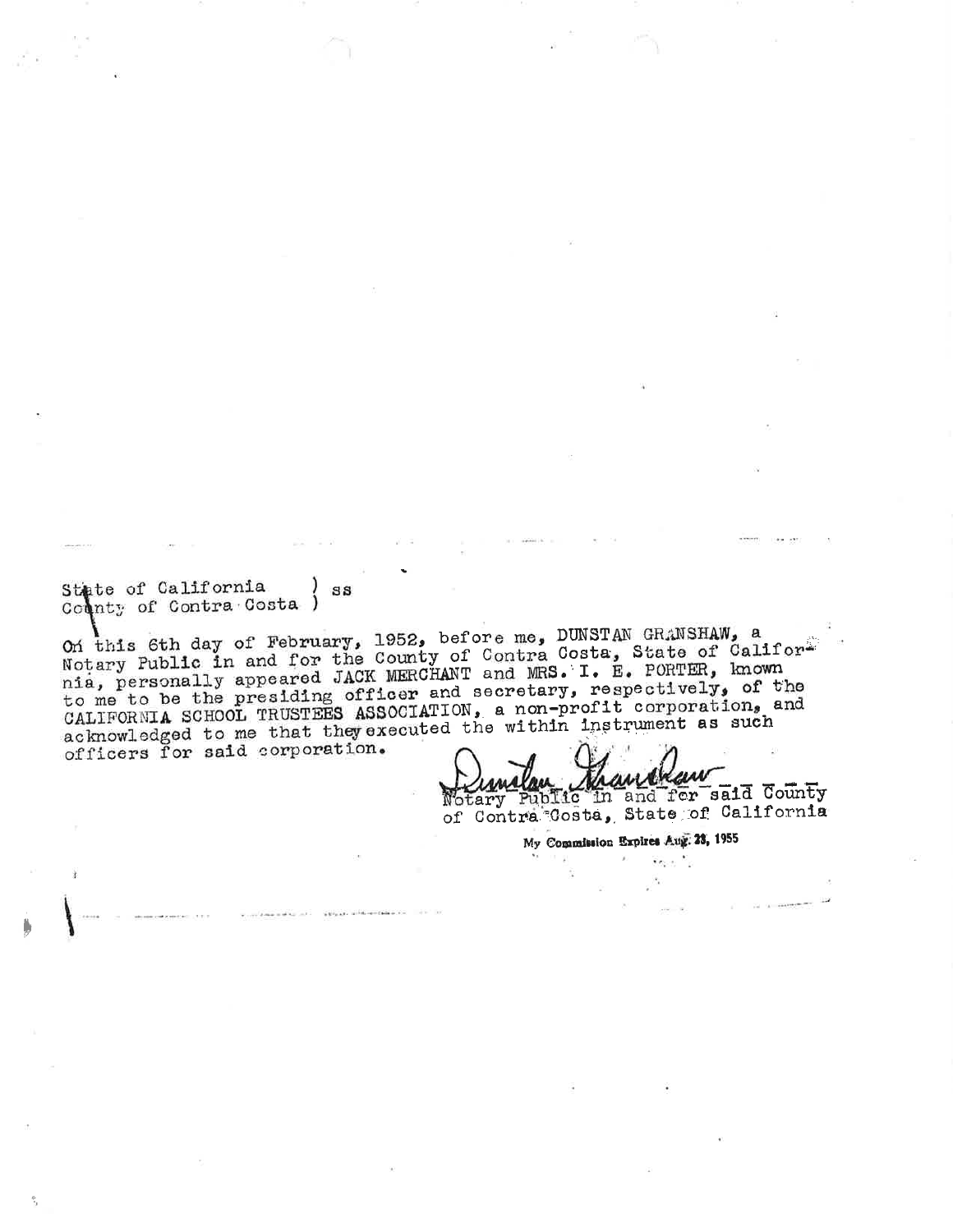State of California ) ss
County of Contra Costa )

On this 6th day of February, 1952, before me, DUNSTAN GRANSHAW, a Notary Public in and for the County of Contra Costa, State of California, personally appeared JACK MERCHANT and MRS. I. E. PORTER, known to me to be the presiding officer and secretary, respectively, of the CALIFORNIA SCHOOL TRUSTEES ASSOCIATION, a non-profit corporation, and acknowledged to me that they executed the within instrument as such officers for said corporation.

Dunstan Granshaw
Notary Public in and for said County of Contra Costa, State of California

My Commission Expires Aug. 23, 1955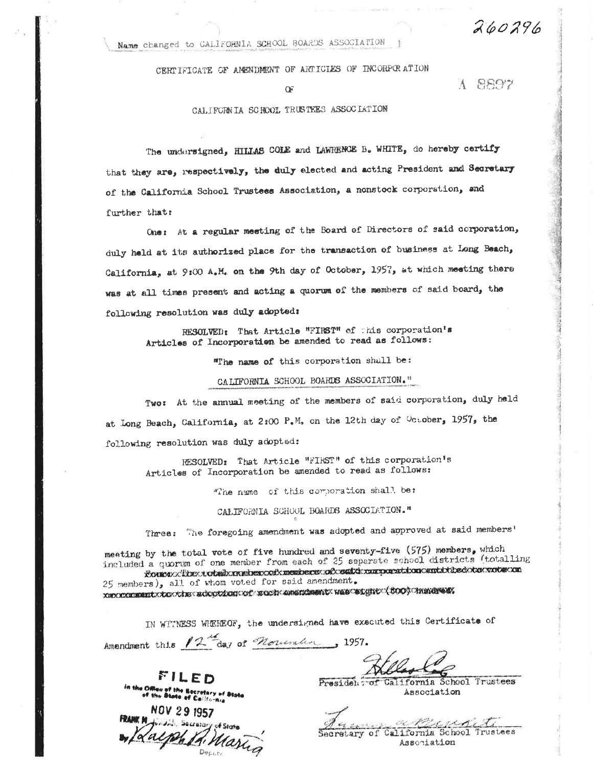260296

Name changed to CALIFORNIA SCHOOL BOARDS ASSOCIATION

CERTIFICATE OF AMENDMENT OF ARTICLES OF INCORPORATION

OF

A 8897

CALIFORNIA SCHOOL TRUSTEES ASSOCIATION

The undersigned, HILLAS COLE and LAWRENCE B. WHITE, do hereby certify that they are, respectively, the duly elected and acting President and Secretary of the California School Trustees Association, a nonstock corporation, and further that:

One: At a regular meeting of the Board of Directors of said corporation, duly held at its authorized place for the transaction of business at Long Beach, California, at 9:00 A.M. on the 9th day of October, 1957, at which meeting there was at all times present and acting a quorum of the members of said board, the following resolution was duly adopted:

> RESOLVED: That Article "FIRST" of this corporation's Articles of Incorporation be amended to read as follows:
>
> "The name of this corporation shall be:
>
> CALIFORNIA SCHOOL BOARDS ASSOCIATION."

Two: At the annual meeting of the members of said corporation, duly held at Long Beach, California, at 2:00 P.M. on the 12th day of October, 1957, the following resolution was duly adopted:

> RESOLVED: That Article "FIRST" of this corporation's Articles of Incorporation be amended to read as follows:
>
> "The name of this corporation shall be:
>
> CALIFORNIA SCHOOL BOARDS ASSOCIATION."

Three: The foregoing amendment was adopted and approved at said members' meeting by the total vote of five hundred and seventy-five (575) members, which included a quorum of one member from each of 25 separate school districts (totalling ~~Four: The total number of members of said corporation entitled to vote on~~ 25 members), all of whom voted for said amendment. ~~in connection to the adoption of such amendment was eight (800) members.~~

IN WITNESS WHEREOF, the undersigned have executed this Certificate of Amendment this 12th day of November, 1957.

**FILED**
in the Office of the Secretary of State of the State of California
NOV 29 1957
FRANK M. JORDAN, Secretary of State
By Ralph R. Maring, Deputy

[Signature]
President of California School Trustees Association

[Signature]
Secretary of California School Trustees Association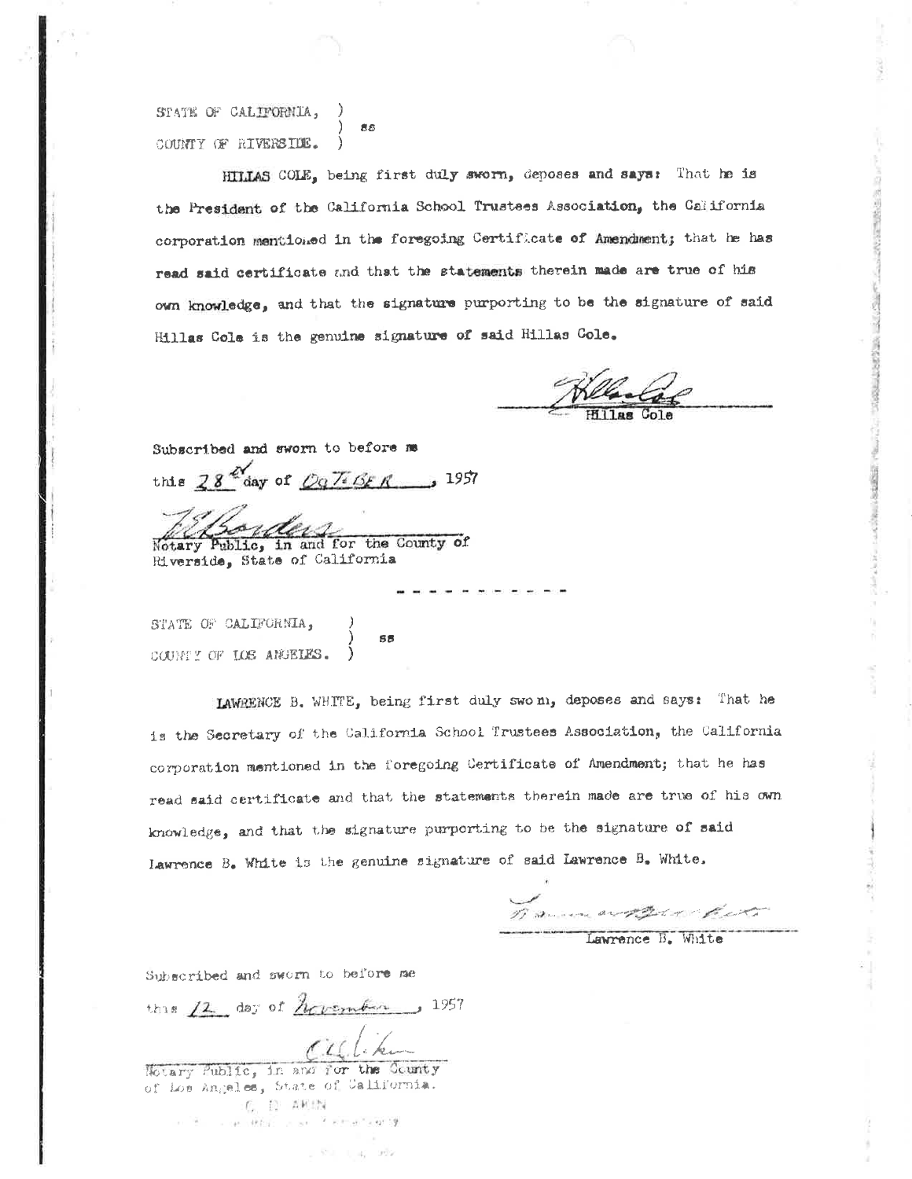STATE OF CALIFORNIA, )
) ss
COUNTY OF RIVERSIDE. )

HILLAS COLE, being first duly sworn, deposes and says: That he is the President of the California School Trustees Association, the California corporation mentioned in the foregoing Certificate of Amendment; that he has read said certificate and that the statements therein made are true of his own knowledge, and that the signature purporting to be the signature of said Hillas Cole is the genuine signature of said Hillas Cole.

Hillas Cole

Subscribed and sworn to before me
this 28th day of October, 1957

Notary Public, in and for the County of Riverside, State of California

- - - - - - - - - - - -

STATE OF CALIFORNIA, )
) ss
COUNTY OF LOS ANGELES. )

LAWRENCE B. WHITE, being first duly sworn, deposes and says: That he is the Secretary of the California School Trustees Association, the California corporation mentioned in the foregoing Certificate of Amendment; that he has read said certificate and that the statements therein made are true of his own knowledge, and that the signature purporting to be the signature of said Lawrence B. White is the genuine signature of said Lawrence B. White.

Lawrence B. White

Subscribed and sworn to before me
this 12 day of November, 1957

Notary Public, in and for the County of Los Angeles, State of California.

C. D. AKIN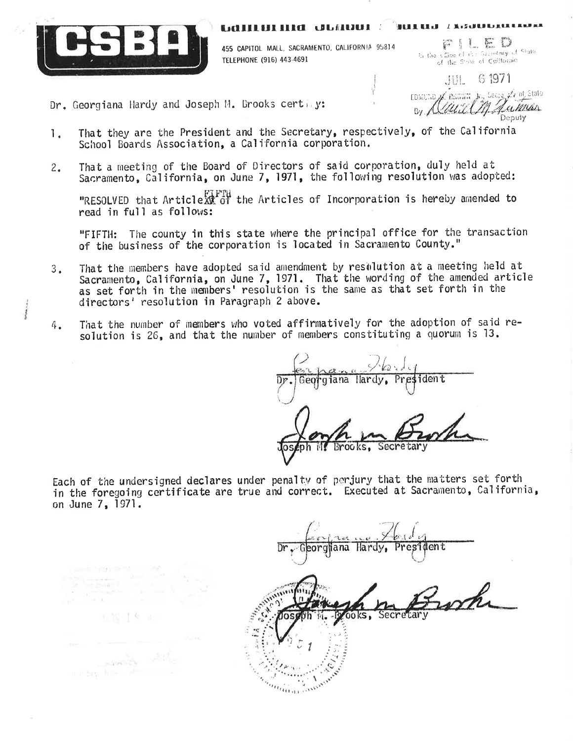**CSBA** California School Boards Association

455 CAPITOL MALL, SACRAMENTO, CALIFORNIA 95814
TELEPHONE (916) 443-4691

FILED
In the office of the Secretary of State
of the State of California

JUL 6 1971

EDMUND G. BROWN Jr., Secretary of State
By [signature]
Deputy

Dr. Georgiana Hardy and Joseph M. Brooks certify:

1. That they are the President and the Secretary, respectively, of the California School Boards Association, a California corporation.

2. That a meeting of the Board of Directors of said corporation, duly held at Sacramento, California, on June 7, 1971, the following resolution was adopted:

   "RESOLVED that Article FIFTH of the Articles of Incorporation is hereby amended to read in full as follows:

   "FIFTH: The county in this state where the principal office for the transaction of the business of the corporation is located in Sacramento County."

3. That the members have adopted said amendment by resolution at a meeting held at Sacramento, California, on June 7, 1971. That the wording of the amended article as set forth in the members' resolution is the same as that set forth in the directors' resolution in Paragraph 2 above.

4. That the number of members who voted affirmatively for the adoption of said resolution is 26, and that the number of members constituting a quorum is 13.

[signature]
Dr. Georgiana Hardy, President

[signature]
Joseph M. Brooks, Secretary

Each of the undersigned declares under penalty of perjury that the matters set forth in the foregoing certificate are true and correct. Executed at Sacramento, California, on June 7, 1971.

[signature]
Dr. Georgiana Hardy, President

[signature]
Joseph M. Brooks, Secretary